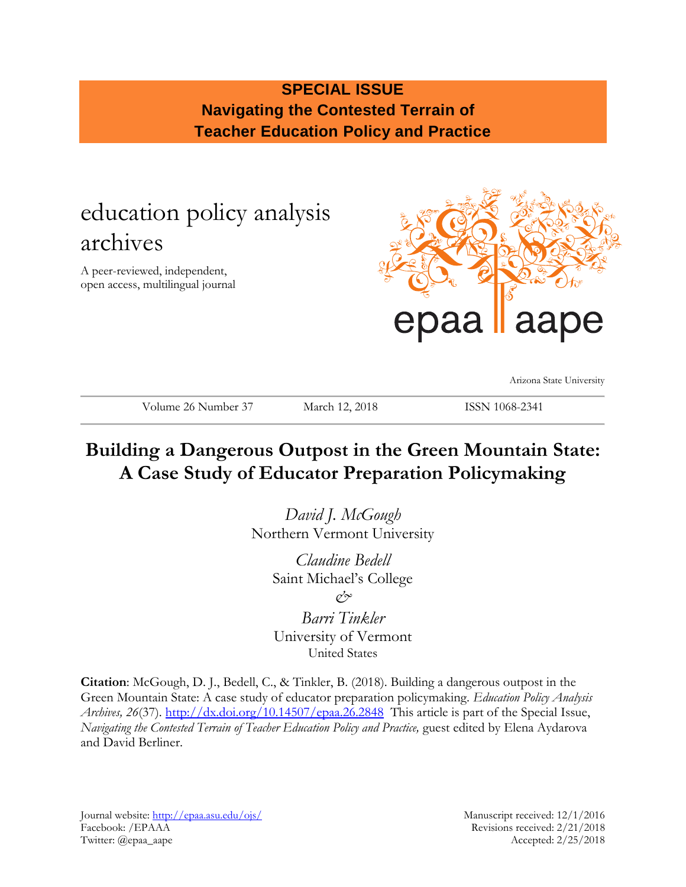**SPECIAL ISSUE**
**Navigating the Contested Terrain of Teacher Education Policy and Practice**

education policy analysis archives

A peer-reviewed, independent, open access, multilingual journal

epaa aape

Arizona State University

Volume 26 Number 37 | March 12, 2018 | ISSN 1068-2341

# Building a Dangerous Outpost in the Green Mountain State: A Case Study of Educator Preparation Policymaking

*David J. McGough*
Northern Vermont University

*Claudine Bedell*
Saint Michael's College

*&*

*Barri Tinkler*
University of Vermont
United States

**Citation**: McGough, D. J., Bedell, C., & Tinkler, B. (2018). Building a dangerous outpost in the Green Mountain State: A case study of educator preparation policymaking. *Education Policy Analysis Archives, 26*(37). http://dx.doi.org/10.14507/epaa.26.2848 This article is part of the Special Issue, *Navigating the Contested Terrain of Teacher Education Policy and Practice,* guest edited by Elena Aydarova and David Berliner.

Journal website: http://epaa.asu.edu/ojs/
Facebook: /EPAAA
Twitter: @epaa_aape

Manuscript received: 12/1/2016
Revisions received: 2/21/2018
Accepted: 2/25/2018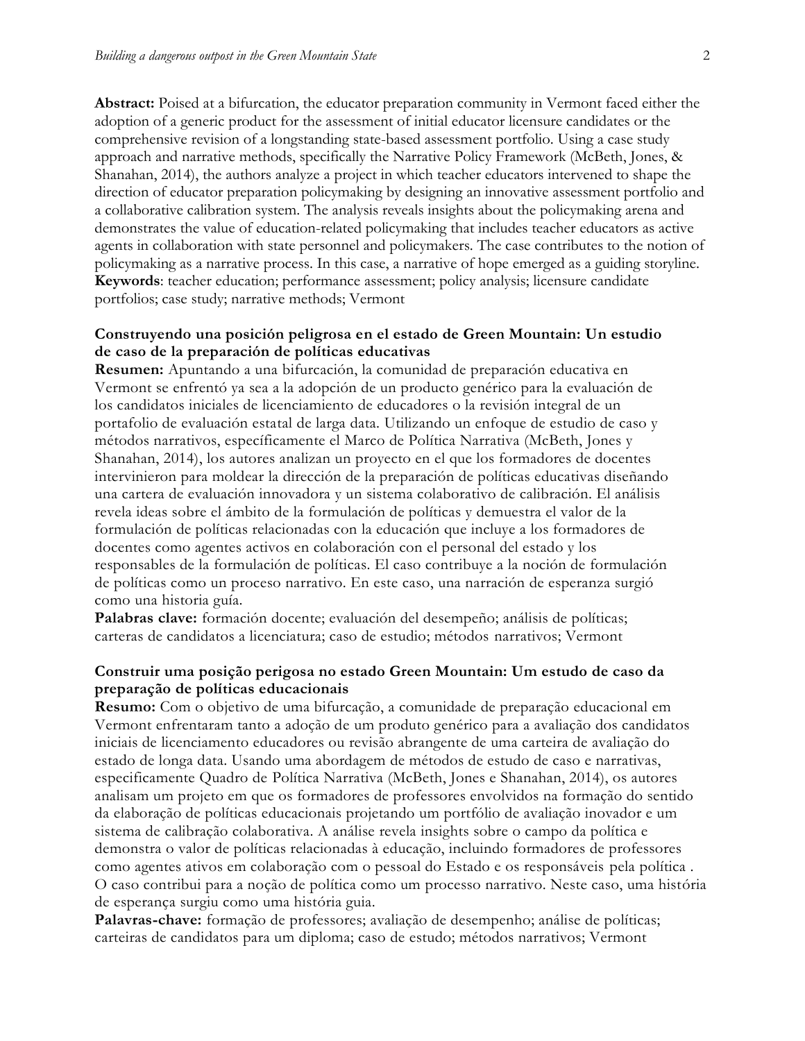**Abstract:** Poised at a bifurcation, the educator preparation community in Vermont faced either the adoption of a generic product for the assessment of initial educator licensure candidates or the comprehensive revision of a longstanding state-based assessment portfolio. Using a case study approach and narrative methods, specifically the Narrative Policy Framework (McBeth, Jones, & Shanahan, 2014), the authors analyze a project in which teacher educators intervened to shape the direction of educator preparation policymaking by designing an innovative assessment portfolio and a collaborative calibration system. The analysis reveals insights about the policymaking arena and demonstrates the value of education-related policymaking that includes teacher educators as active agents in collaboration with state personnel and policymakers. The case contributes to the notion of policymaking as a narrative process. In this case, a narrative of hope emerged as a guiding storyline.
**Keywords**: teacher education; performance assessment; policy analysis; licensure candidate portfolios; case study; narrative methods; Vermont

### Construyendo una posición peligrosa en el estado de Green Mountain: Un estudio de caso de la preparación de políticas educativas

**Resumen:** Apuntando a una bifurcación, la comunidad de preparación educativa en Vermont se enfrentó ya sea a la adopción de un producto genérico para la evaluación de los candidatos iniciales de licenciamiento de educadores o la revisión integral de un portafolio de evaluación estatal de larga data. Utilizando un enfoque de estudio de caso y métodos narrativos, específicamente el Marco de Política Narrativa (McBeth, Jones y Shanahan, 2014), los autores analizan un proyecto en el que los formadores de docentes intervinieron para moldear la dirección de la preparación de políticas educativas diseñando una cartera de evaluación innovadora y un sistema colaborativo de calibración. El análisis revela ideas sobre el ámbito de la formulación de políticas y demuestra el valor de la formulación de políticas relacionadas con la educación que incluye a los formadores de docentes como agentes activos en colaboración con el personal del estado y los responsables de la formulación de políticas. El caso contribuye a la noción de formulación de políticas como un proceso narrativo. En este caso, una narración de esperanza surgió como una historia guía.
**Palabras clave:** formación docente; evaluación del desempeño; análisis de políticas; carteras de candidatos a licenciatura; caso de estudio; métodos narrativos; Vermont

### Construir uma posição perigosa no estado Green Mountain: Um estudo de caso da preparação de políticas educacionais

**Resumo:** Com o objetivo de uma bifurcação, a comunidade de preparação educacional em Vermont enfrentaram tanto a adoção de um produto genérico para a avaliação dos candidatos iniciais de licenciamento educadores ou revisão abrangente de uma carteira de avaliação do estado de longa data. Usando uma abordagem de métodos de estudo de caso e narrativas, especificamente Quadro de Política Narrativa (McBeth, Jones e Shanahan, 2014), os autores analisam um projeto em que os formadores de professores envolvidos na formação do sentido da elaboração de políticas educacionais projetando um portfólio de avaliação inovador e um sistema de calibração colaborativa. A análise revela insights sobre o campo da política e demonstra o valor de políticas relacionadas à educação, incluindo formadores de professores como agentes ativos em colaboração com o pessoal do Estado e os responsáveis pela política . O caso contribui para a noção de política como um processo narrativo. Neste caso, uma história de esperança surgiu como uma história guia.
**Palavras-chave:** formação de professores; avaliação de desempenho; análise de políticas; carteiras de candidatos para um diploma; caso de estudo; métodos narrativos; Vermont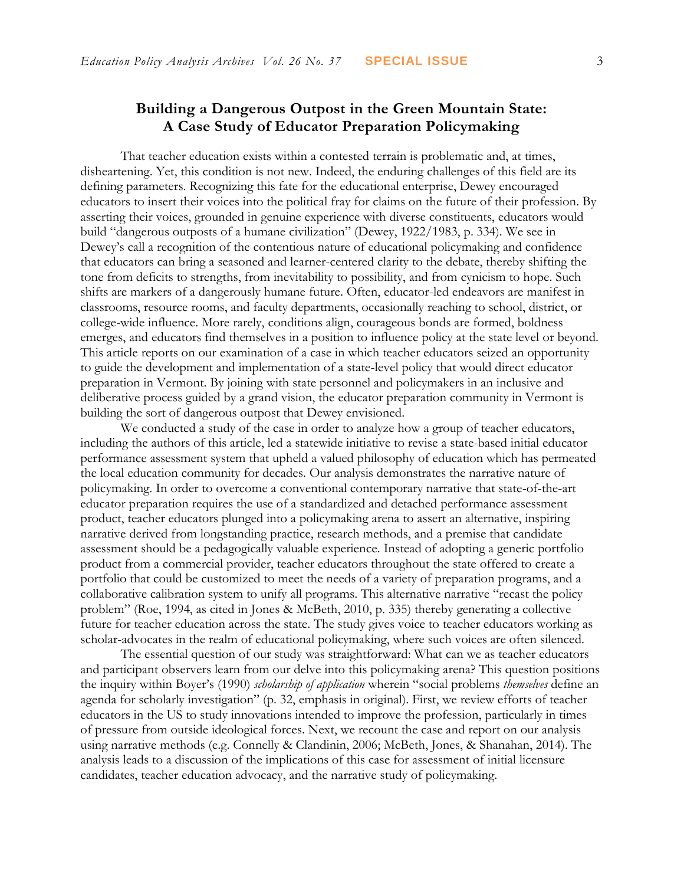# Building a Dangerous Outpost in the Green Mountain State: A Case Study of Educator Preparation Policymaking

That teacher education exists within a contested terrain is problematic and, at times, disheartening. Yet, this condition is not new. Indeed, the enduring challenges of this field are its defining parameters. Recognizing this fate for the educational enterprise, Dewey encouraged educators to insert their voices into the political fray for claims on the future of their profession. By asserting their voices, grounded in genuine experience with diverse constituents, educators would build "dangerous outposts of a humane civilization" (Dewey, 1922/1983, p. 334). We see in Dewey's call a recognition of the contentious nature of educational policymaking and confidence that educators can bring a seasoned and learner-centered clarity to the debate, thereby shifting the tone from deficits to strengths, from inevitability to possibility, and from cynicism to hope. Such shifts are markers of a dangerously humane future. Often, educator-led endeavors are manifest in classrooms, resource rooms, and faculty departments, occasionally reaching to school, district, or college-wide influence. More rarely, conditions align, courageous bonds are formed, boldness emerges, and educators find themselves in a position to influence policy at the state level or beyond. This article reports on our examination of a case in which teacher educators seized an opportunity to guide the development and implementation of a state-level policy that would direct educator preparation in Vermont. By joining with state personnel and policymakers in an inclusive and deliberative process guided by a grand vision, the educator preparation community in Vermont is building the sort of dangerous outpost that Dewey envisioned.

We conducted a study of the case in order to analyze how a group of teacher educators, including the authors of this article, led a statewide initiative to revise a state-based initial educator performance assessment system that upheld a valued philosophy of education which has permeated the local education community for decades. Our analysis demonstrates the narrative nature of policymaking. In order to overcome a conventional contemporary narrative that state-of-the-art educator preparation requires the use of a standardized and detached performance assessment product, teacher educators plunged into a policymaking arena to assert an alternative, inspiring narrative derived from longstanding practice, research methods, and a premise that candidate assessment should be a pedagogically valuable experience. Instead of adopting a generic portfolio product from a commercial provider, teacher educators throughout the state offered to create a portfolio that could be customized to meet the needs of a variety of preparation programs, and a collaborative calibration system to unify all programs. This alternative narrative "recast the policy problem" (Roe, 1994, as cited in Jones & McBeth, 2010, p. 335) thereby generating a collective future for teacher education across the state. The study gives voice to teacher educators working as scholar-advocates in the realm of educational policymaking, where such voices are often silenced.

The essential question of our study was straightforward: What can we as teacher educators and participant observers learn from our delve into this policymaking arena? This question positions the inquiry within Boyer's (1990) *scholarship of application* wherein "social problems *themselves* define an agenda for scholarly investigation" (p. 32, emphasis in original). First, we review efforts of teacher educators in the US to study innovations intended to improve the profession, particularly in times of pressure from outside ideological forces. Next, we recount the case and report on our analysis using narrative methods (e.g. Connelly & Clandinin, 2006; McBeth, Jones, & Shanahan, 2014). The analysis leads to a discussion of the implications of this case for assessment of initial licensure candidates, teacher education advocacy, and the narrative study of policymaking.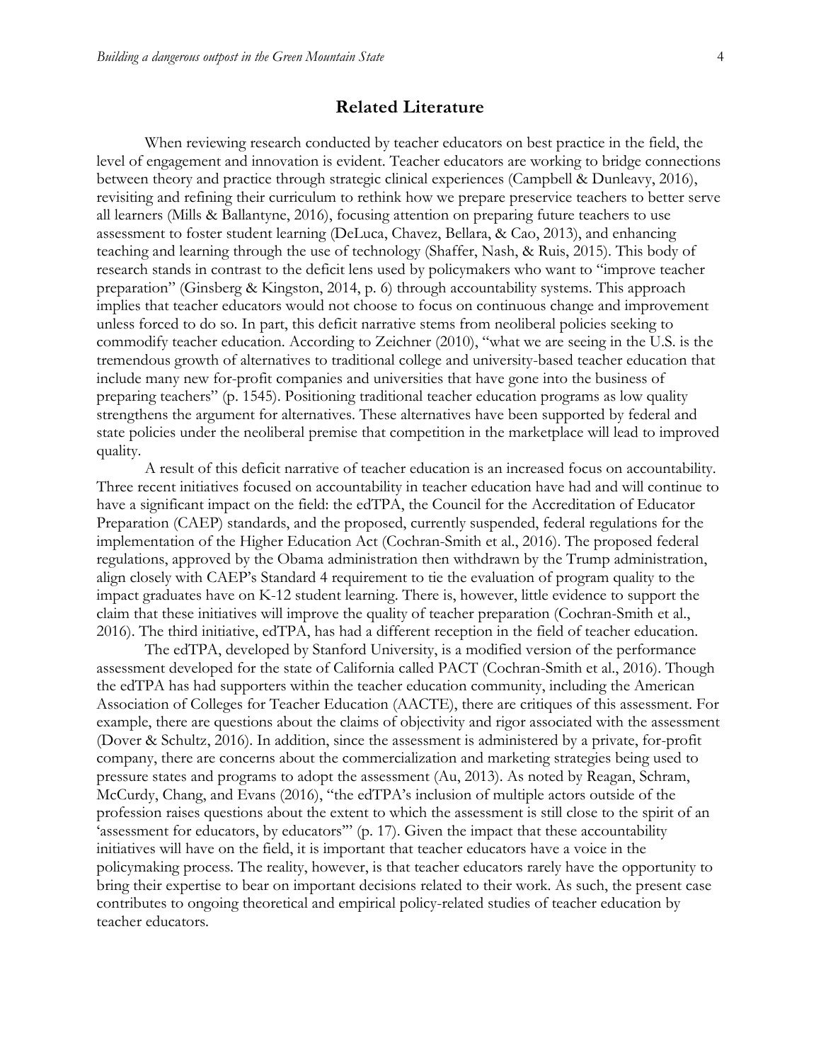## Related Literature

When reviewing research conducted by teacher educators on best practice in the field, the level of engagement and innovation is evident. Teacher educators are working to bridge connections between theory and practice through strategic clinical experiences (Campbell & Dunleavy, 2016), revisiting and refining their curriculum to rethink how we prepare preservice teachers to better serve all learners (Mills & Ballantyne, 2016), focusing attention on preparing future teachers to use assessment to foster student learning (DeLuca, Chavez, Bellara, & Cao, 2013), and enhancing teaching and learning through the use of technology (Shaffer, Nash, & Ruis, 2015). This body of research stands in contrast to the deficit lens used by policymakers who want to "improve teacher preparation" (Ginsberg & Kingston, 2014, p. 6) through accountability systems. This approach implies that teacher educators would not choose to focus on continuous change and improvement unless forced to do so. In part, this deficit narrative stems from neoliberal policies seeking to commodify teacher education. According to Zeichner (2010), "what we are seeing in the U.S. is the tremendous growth of alternatives to traditional college and university-based teacher education that include many new for-profit companies and universities that have gone into the business of preparing teachers" (p. 1545). Positioning traditional teacher education programs as low quality strengthens the argument for alternatives. These alternatives have been supported by federal and state policies under the neoliberal premise that competition in the marketplace will lead to improved quality.

A result of this deficit narrative of teacher education is an increased focus on accountability. Three recent initiatives focused on accountability in teacher education have had and will continue to have a significant impact on the field: the edTPA, the Council for the Accreditation of Educator Preparation (CAEP) standards, and the proposed, currently suspended, federal regulations for the implementation of the Higher Education Act (Cochran-Smith et al., 2016). The proposed federal regulations, approved by the Obama administration then withdrawn by the Trump administration, align closely with CAEP's Standard 4 requirement to tie the evaluation of program quality to the impact graduates have on K-12 student learning. There is, however, little evidence to support the claim that these initiatives will improve the quality of teacher preparation (Cochran-Smith et al., 2016). The third initiative, edTPA, has had a different reception in the field of teacher education.

The edTPA, developed by Stanford University, is a modified version of the performance assessment developed for the state of California called PACT (Cochran-Smith et al., 2016). Though the edTPA has had supporters within the teacher education community, including the American Association of Colleges for Teacher Education (AACTE), there are critiques of this assessment. For example, there are questions about the claims of objectivity and rigor associated with the assessment (Dover & Schultz, 2016). In addition, since the assessment is administered by a private, for-profit company, there are concerns about the commercialization and marketing strategies being used to pressure states and programs to adopt the assessment (Au, 2013). As noted by Reagan, Schram, McCurdy, Chang, and Evans (2016), "the edTPA's inclusion of multiple actors outside of the profession raises questions about the extent to which the assessment is still close to the spirit of an 'assessment for educators, by educators'" (p. 17). Given the impact that these accountability initiatives will have on the field, it is important that teacher educators have a voice in the policymaking process. The reality, however, is that teacher educators rarely have the opportunity to bring their expertise to bear on important decisions related to their work. As such, the present case contributes to ongoing theoretical and empirical policy-related studies of teacher education by teacher educators.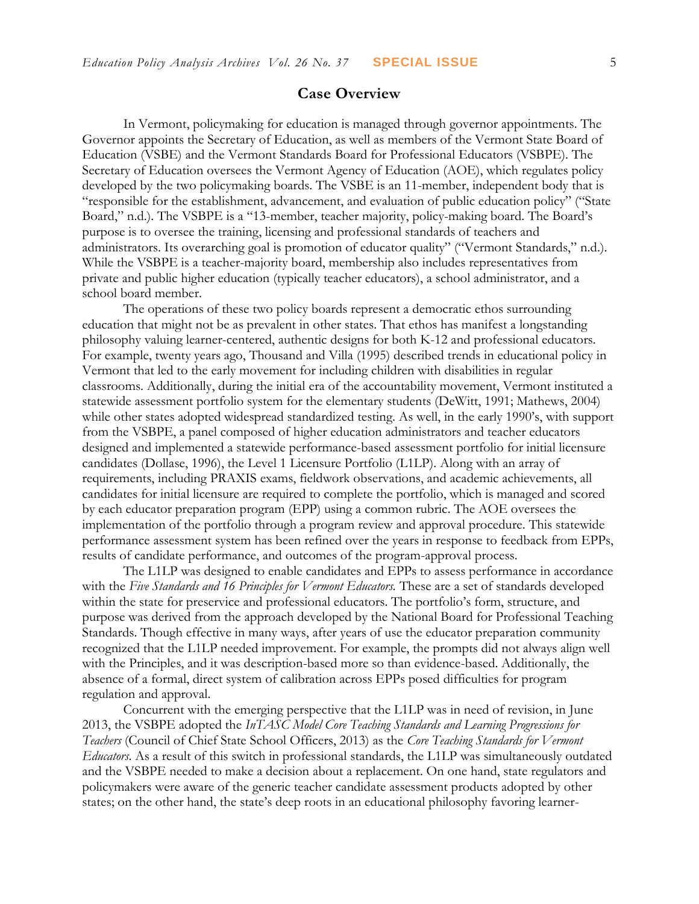## Case Overview

In Vermont, policymaking for education is managed through governor appointments. The Governor appoints the Secretary of Education, as well as members of the Vermont State Board of Education (VSBE) and the Vermont Standards Board for Professional Educators (VSBPE). The Secretary of Education oversees the Vermont Agency of Education (AOE), which regulates policy developed by the two policymaking boards. The VSBE is an 11-member, independent body that is "responsible for the establishment, advancement, and evaluation of public education policy" ("State Board," n.d.). The VSBPE is a "13-member, teacher majority, policy-making board. The Board's purpose is to oversee the training, licensing and professional standards of teachers and administrators. Its overarching goal is promotion of educator quality" ("Vermont Standards," n.d.). While the VSBPE is a teacher-majority board, membership also includes representatives from private and public higher education (typically teacher educators), a school administrator, and a school board member.

The operations of these two policy boards represent a democratic ethos surrounding education that might not be as prevalent in other states. That ethos has manifest a longstanding philosophy valuing learner-centered, authentic designs for both K-12 and professional educators. For example, twenty years ago, Thousand and Villa (1995) described trends in educational policy in Vermont that led to the early movement for including children with disabilities in regular classrooms. Additionally, during the initial era of the accountability movement, Vermont instituted a statewide assessment portfolio system for the elementary students (DeWitt, 1991; Mathews, 2004) while other states adopted widespread standardized testing. As well, in the early 1990's, with support from the VSBPE, a panel composed of higher education administrators and teacher educators designed and implemented a statewide performance-based assessment portfolio for initial licensure candidates (Dollase, 1996), the Level 1 Licensure Portfolio (L1LP). Along with an array of requirements, including PRAXIS exams, fieldwork observations, and academic achievements, all candidates for initial licensure are required to complete the portfolio, which is managed and scored by each educator preparation program (EPP) using a common rubric. The AOE oversees the implementation of the portfolio through a program review and approval procedure. This statewide performance assessment system has been refined over the years in response to feedback from EPPs, results of candidate performance, and outcomes of the program-approval process.

The L1LP was designed to enable candidates and EPPs to assess performance in accordance with the *Five Standards and 16 Principles for Vermont Educators.* These are a set of standards developed within the state for preservice and professional educators. The portfolio's form, structure, and purpose was derived from the approach developed by the National Board for Professional Teaching Standards. Though effective in many ways, after years of use the educator preparation community recognized that the L1LP needed improvement. For example, the prompts did not always align well with the Principles, and it was description-based more so than evidence-based. Additionally, the absence of a formal, direct system of calibration across EPPs posed difficulties for program regulation and approval.

Concurrent with the emerging perspective that the L1LP was in need of revision, in June 2013, the VSBPE adopted the *InTASC Model Core Teaching Standards and Learning Progressions for Teachers* (Council of Chief State School Officers, 2013) as the *Core Teaching Standards for Vermont Educators.* As a result of this switch in professional standards, the L1LP was simultaneously outdated and the VSBPE needed to make a decision about a replacement. On one hand, state regulators and policymakers were aware of the generic teacher candidate assessment products adopted by other states; on the other hand, the state's deep roots in an educational philosophy favoring learner-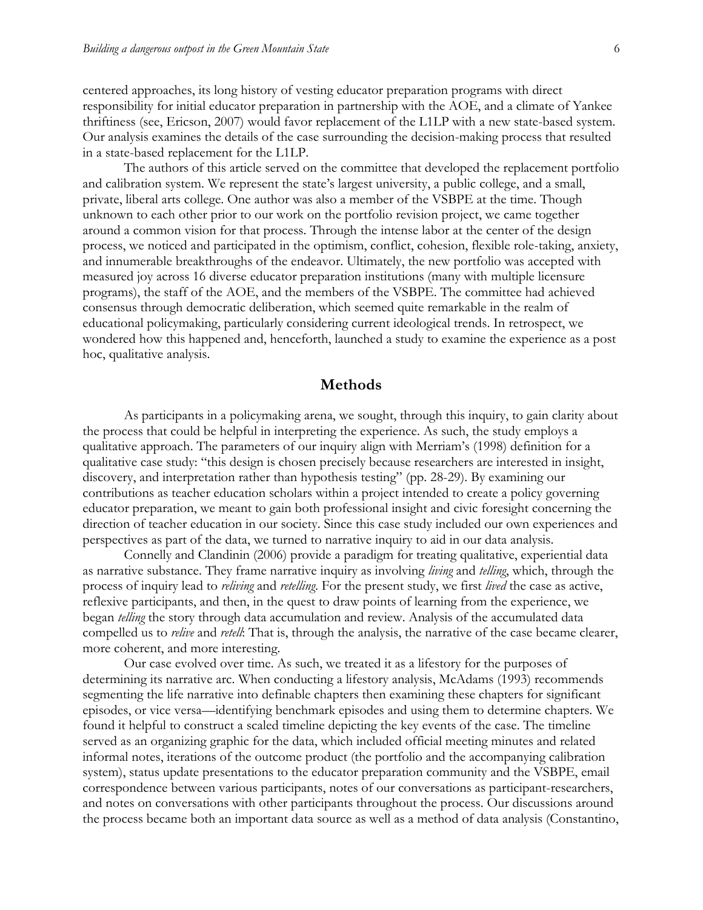centered approaches, its long history of vesting educator preparation programs with direct responsibility for initial educator preparation in partnership with the AOE, and a climate of Yankee thriftiness (see, Ericson, 2007) would favor replacement of the L1LP with a new state-based system. Our analysis examines the details of the case surrounding the decision-making process that resulted in a state-based replacement for the L1LP.

The authors of this article served on the committee that developed the replacement portfolio and calibration system. We represent the state's largest university, a public college, and a small, private, liberal arts college. One author was also a member of the VSBPE at the time. Though unknown to each other prior to our work on the portfolio revision project, we came together around a common vision for that process. Through the intense labor at the center of the design process, we noticed and participated in the optimism, conflict, cohesion, flexible role-taking, anxiety, and innumerable breakthroughs of the endeavor. Ultimately, the new portfolio was accepted with measured joy across 16 diverse educator preparation institutions (many with multiple licensure programs), the staff of the AOE, and the members of the VSBPE. The committee had achieved consensus through democratic deliberation, which seemed quite remarkable in the realm of educational policymaking, particularly considering current ideological trends. In retrospect, we wondered how this happened and, henceforth, launched a study to examine the experience as a post hoc, qualitative analysis.

## Methods

As participants in a policymaking arena, we sought, through this inquiry, to gain clarity about the process that could be helpful in interpreting the experience. As such, the study employs a qualitative approach. The parameters of our inquiry align with Merriam's (1998) definition for a qualitative case study: "this design is chosen precisely because researchers are interested in insight, discovery, and interpretation rather than hypothesis testing" (pp. 28-29). By examining our contributions as teacher education scholars within a project intended to create a policy governing educator preparation, we meant to gain both professional insight and civic foresight concerning the direction of teacher education in our society. Since this case study included our own experiences and perspectives as part of the data, we turned to narrative inquiry to aid in our data analysis.

Connelly and Clandinin (2006) provide a paradigm for treating qualitative, experiential data as narrative substance. They frame narrative inquiry as involving *living* and *telling*, which, through the process of inquiry lead to *reliving* and *retelling*. For the present study, we first *lived* the case as active, reflexive participants, and then, in the quest to draw points of learning from the experience, we began *telling* the story through data accumulation and review. Analysis of the accumulated data compelled us to *relive* and *retell*: That is, through the analysis, the narrative of the case became clearer, more coherent, and more interesting.

Our case evolved over time. As such, we treated it as a lifestory for the purposes of determining its narrative arc. When conducting a lifestory analysis, McAdams (1993) recommends segmenting the life narrative into definable chapters then examining these chapters for significant episodes, or vice versa—identifying benchmark episodes and using them to determine chapters. We found it helpful to construct a scaled timeline depicting the key events of the case. The timeline served as an organizing graphic for the data, which included official meeting minutes and related informal notes, iterations of the outcome product (the portfolio and the accompanying calibration system), status update presentations to the educator preparation community and the VSBPE, email correspondence between various participants, notes of our conversations as participant-researchers, and notes on conversations with other participants throughout the process. Our discussions around the process became both an important data source as well as a method of data analysis (Constantino,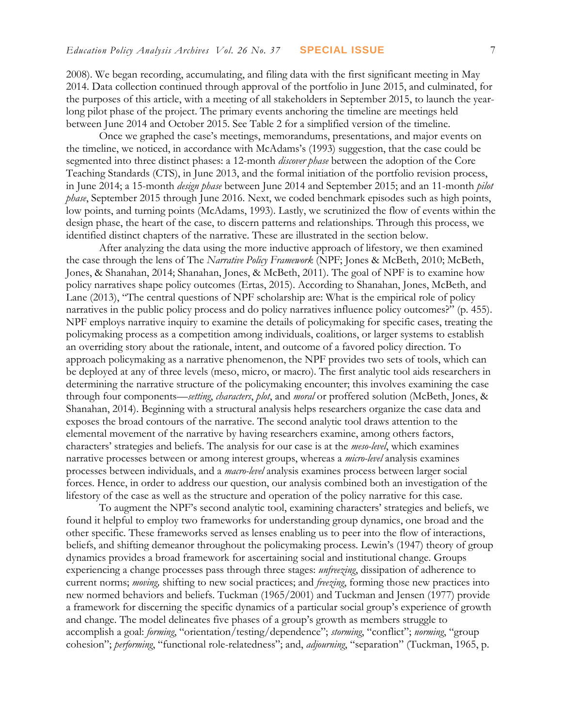2008). We began recording, accumulating, and filing data with the first significant meeting in May 2014. Data collection continued through approval of the portfolio in June 2015, and culminated, for the purposes of this article, with a meeting of all stakeholders in September 2015, to launch the year-long pilot phase of the project. The primary events anchoring the timeline are meetings held between June 2014 and October 2015. See Table 2 for a simplified version of the timeline.

Once we graphed the case's meetings, memorandums, presentations, and major events on the timeline, we noticed, in accordance with McAdams's (1993) suggestion, that the case could be segmented into three distinct phases: a 12-month *discover phase* between the adoption of the Core Teaching Standards (CTS), in June 2013, and the formal initiation of the portfolio revision process, in June 2014; a 15-month *design phase* between June 2014 and September 2015; and an 11-month *pilot phase*, September 2015 through June 2016. Next, we coded benchmark episodes such as high points, low points, and turning points (McAdams, 1993). Lastly, we scrutinized the flow of events within the design phase, the heart of the case, to discern patterns and relationships. Through this process, we identified distinct chapters of the narrative. These are illustrated in the section below.

After analyzing the data using the more inductive approach of lifestory, we then examined the case through the lens of The *Narrative Policy Framework* (NPF; Jones & McBeth, 2010; McBeth, Jones, & Shanahan, 2014; Shanahan, Jones, & McBeth, 2011). The goal of NPF is to examine how policy narratives shape policy outcomes (Ertas, 2015). According to Shanahan, Jones, McBeth, and Lane (2013), "The central questions of NPF scholarship are: What is the empirical role of policy narratives in the public policy process and do policy narratives influence policy outcomes?" (p. 455). NPF employs narrative inquiry to examine the details of policymaking for specific cases, treating the policymaking process as a competition among individuals, coalitions, or larger systems to establish an overriding story about the rationale, intent, and outcome of a favored policy direction. To approach policymaking as a narrative phenomenon, the NPF provides two sets of tools, which can be deployed at any of three levels (meso, micro, or macro). The first analytic tool aids researchers in determining the narrative structure of the policymaking encounter; this involves examining the case through four components—*setting*, *characters*, *plot*, and *moral* or proffered solution (McBeth, Jones, & Shanahan, 2014). Beginning with a structural analysis helps researchers organize the case data and exposes the broad contours of the narrative. The second analytic tool draws attention to the elemental movement of the narrative by having researchers examine, among others factors, characters' strategies and beliefs. The analysis for our case is at the *meso-level*, which examines narrative processes between or among interest groups, whereas a *micro-level* analysis examines processes between individuals, and a *macro-level* analysis examines process between larger social forces. Hence, in order to address our question, our analysis combined both an investigation of the lifestory of the case as well as the structure and operation of the policy narrative for this case.

To augment the NPF's second analytic tool, examining characters' strategies and beliefs, we found it helpful to employ two frameworks for understanding group dynamics, one broad and the other specific. These frameworks served as lenses enabling us to peer into the flow of interactions, beliefs, and shifting demeanor throughout the policymaking process. Lewin's (1947) theory of group dynamics provides a broad framework for ascertaining social and institutional change. Groups experiencing a change processes pass through three stages: *unfreezing*, dissipation of adherence to current norms; *moving,* shifting to new social practices; and *freezing*, forming those new practices into new normed behaviors and beliefs. Tuckman (1965/2001) and Tuckman and Jensen (1977) provide a framework for discerning the specific dynamics of a particular social group's experience of growth and change. The model delineates five phases of a group's growth as members struggle to accomplish a goal: *forming*, "orientation/testing/dependence"; *storming*, "conflict"; *norming*, "group cohesion"; *performing*, "functional role-relatedness"; and, *adjourning*, "separation" (Tuckman, 1965, p.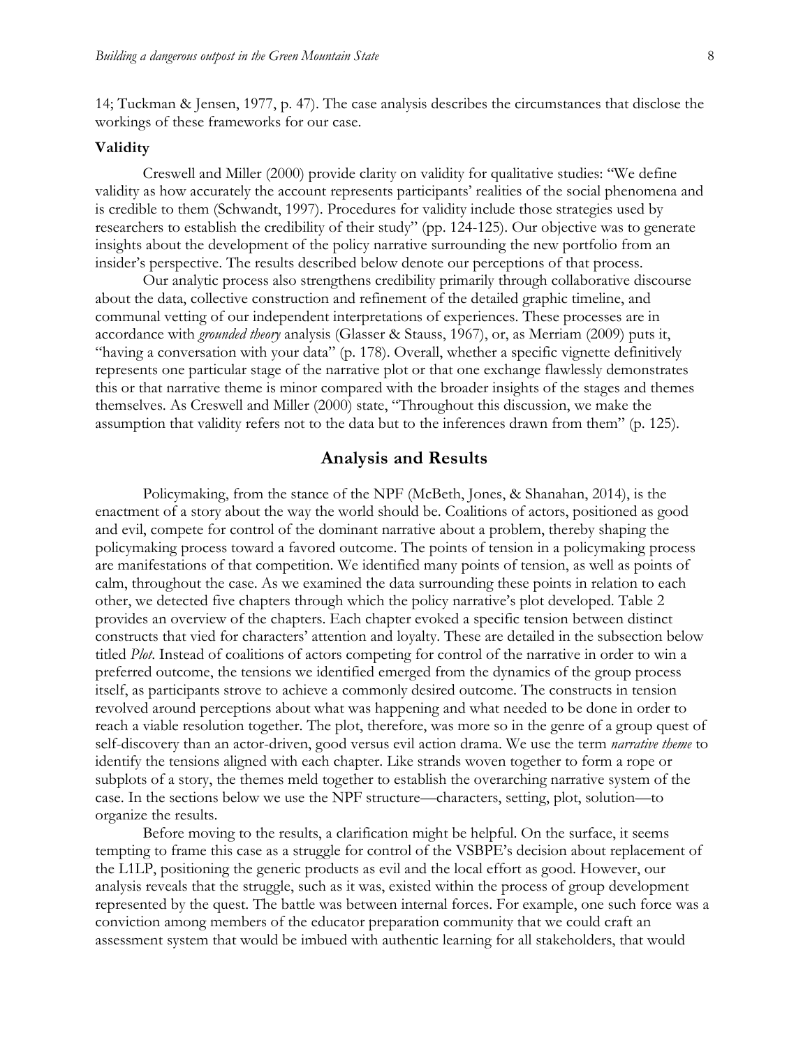14; Tuckman & Jensen, 1977, p. 47). The case analysis describes the circumstances that disclose the workings of these frameworks for our case.

### Validity

Creswell and Miller (2000) provide clarity on validity for qualitative studies: "We define validity as how accurately the account represents participants' realities of the social phenomena and is credible to them (Schwandt, 1997). Procedures for validity include those strategies used by researchers to establish the credibility of their study" (pp. 124-125). Our objective was to generate insights about the development of the policy narrative surrounding the new portfolio from an insider's perspective. The results described below denote our perceptions of that process.

Our analytic process also strengthens credibility primarily through collaborative discourse about the data, collective construction and refinement of the detailed graphic timeline, and communal vetting of our independent interpretations of experiences. These processes are in accordance with *grounded theory* analysis (Glasser & Stauss, 1967), or, as Merriam (2009) puts it, "having a conversation with your data" (p. 178). Overall, whether a specific vignette definitively represents one particular stage of the narrative plot or that one exchange flawlessly demonstrates this or that narrative theme is minor compared with the broader insights of the stages and themes themselves. As Creswell and Miller (2000) state, "Throughout this discussion, we make the assumption that validity refers not to the data but to the inferences drawn from them" (p. 125).

## Analysis and Results

Policymaking, from the stance of the NPF (McBeth, Jones, & Shanahan, 2014), is the enactment of a story about the way the world should be. Coalitions of actors, positioned as good and evil, compete for control of the dominant narrative about a problem, thereby shaping the policymaking process toward a favored outcome. The points of tension in a policymaking process are manifestations of that competition. We identified many points of tension, as well as points of calm, throughout the case. As we examined the data surrounding these points in relation to each other, we detected five chapters through which the policy narrative's plot developed. Table 2 provides an overview of the chapters. Each chapter evoked a specific tension between distinct constructs that vied for characters' attention and loyalty. These are detailed in the subsection below titled *Plot*. Instead of coalitions of actors competing for control of the narrative in order to win a preferred outcome, the tensions we identified emerged from the dynamics of the group process itself, as participants strove to achieve a commonly desired outcome. The constructs in tension revolved around perceptions about what was happening and what needed to be done in order to reach a viable resolution together. The plot, therefore, was more so in the genre of a group quest of self-discovery than an actor-driven, good versus evil action drama. We use the term *narrative theme* to identify the tensions aligned with each chapter. Like strands woven together to form a rope or subplots of a story, the themes meld together to establish the overarching narrative system of the case. In the sections below we use the NPF structure—characters, setting, plot, solution—to organize the results.

Before moving to the results, a clarification might be helpful. On the surface, it seems tempting to frame this case as a struggle for control of the VSBPE's decision about replacement of the L1LP, positioning the generic products as evil and the local effort as good. However, our analysis reveals that the struggle, such as it was, existed within the process of group development represented by the quest. The battle was between internal forces. For example, one such force was a conviction among members of the educator preparation community that we could craft an assessment system that would be imbued with authentic learning for all stakeholders, that would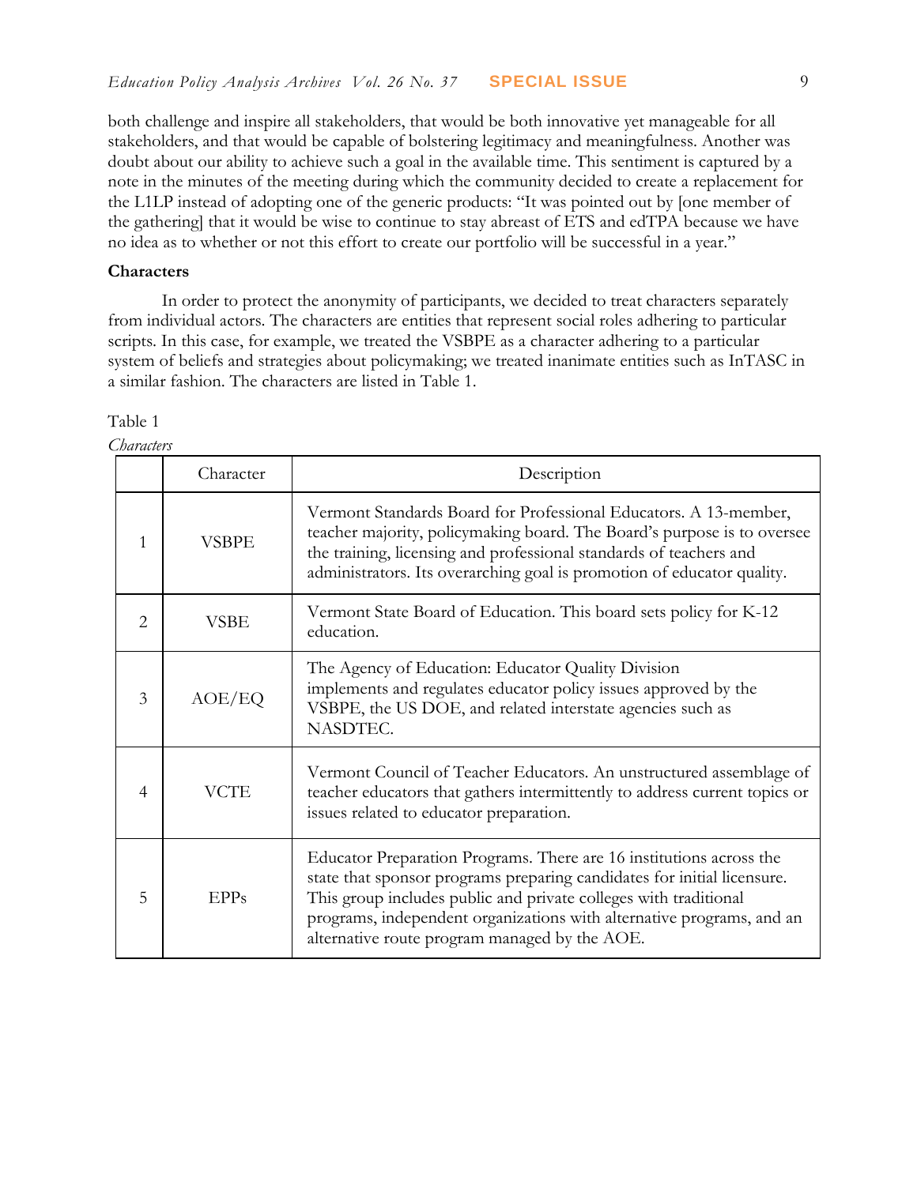both challenge and inspire all stakeholders, that would be both innovative yet manageable for all stakeholders, and that would be capable of bolstering legitimacy and meaningfulness. Another was doubt about our ability to achieve such a goal in the available time. This sentiment is captured by a note in the minutes of the meeting during which the community decided to create a replacement for the L1LP instead of adopting one of the generic products: "It was pointed out by [one member of the gathering] that it would be wise to continue to stay abreast of ETS and edTPA because we have no idea as to whether or not this effort to create our portfolio will be successful in a year."

**Characters**

In order to protect the anonymity of participants, we decided to treat characters separately from individual actors. The characters are entities that represent social roles adhering to particular scripts. In this case, for example, we treated the VSBPE as a character adhering to a particular system of beliefs and strategies about policymaking; we treated inanimate entities such as InTASC in a similar fashion. The characters are listed in Table 1.

Table 1
*Characters*

| | Character | Description |
|---|---|---|
| 1 | VSBPE | Vermont Standards Board for Professional Educators. A 13-member, teacher majority, policymaking board. The Board's purpose is to oversee the training, licensing and professional standards of teachers and administrators. Its overarching goal is promotion of educator quality. |
| 2 | VSBE | Vermont State Board of Education. This board sets policy for K-12 education. |
| 3 | AOE/EQ | The Agency of Education: Educator Quality Division implements and regulates educator policy issues approved by the VSBPE, the US DOE, and related interstate agencies such as NASDTEC. |
| 4 | VCTE | Vermont Council of Teacher Educators. An unstructured assemblage of teacher educators that gathers intermittently to address current topics or issues related to educator preparation. |
| 5 | EPPs | Educator Preparation Programs. There are 16 institutions across the state that sponsor programs preparing candidates for initial licensure. This group includes public and private colleges with traditional programs, independent organizations with alternative programs, and an alternative route program managed by the AOE. |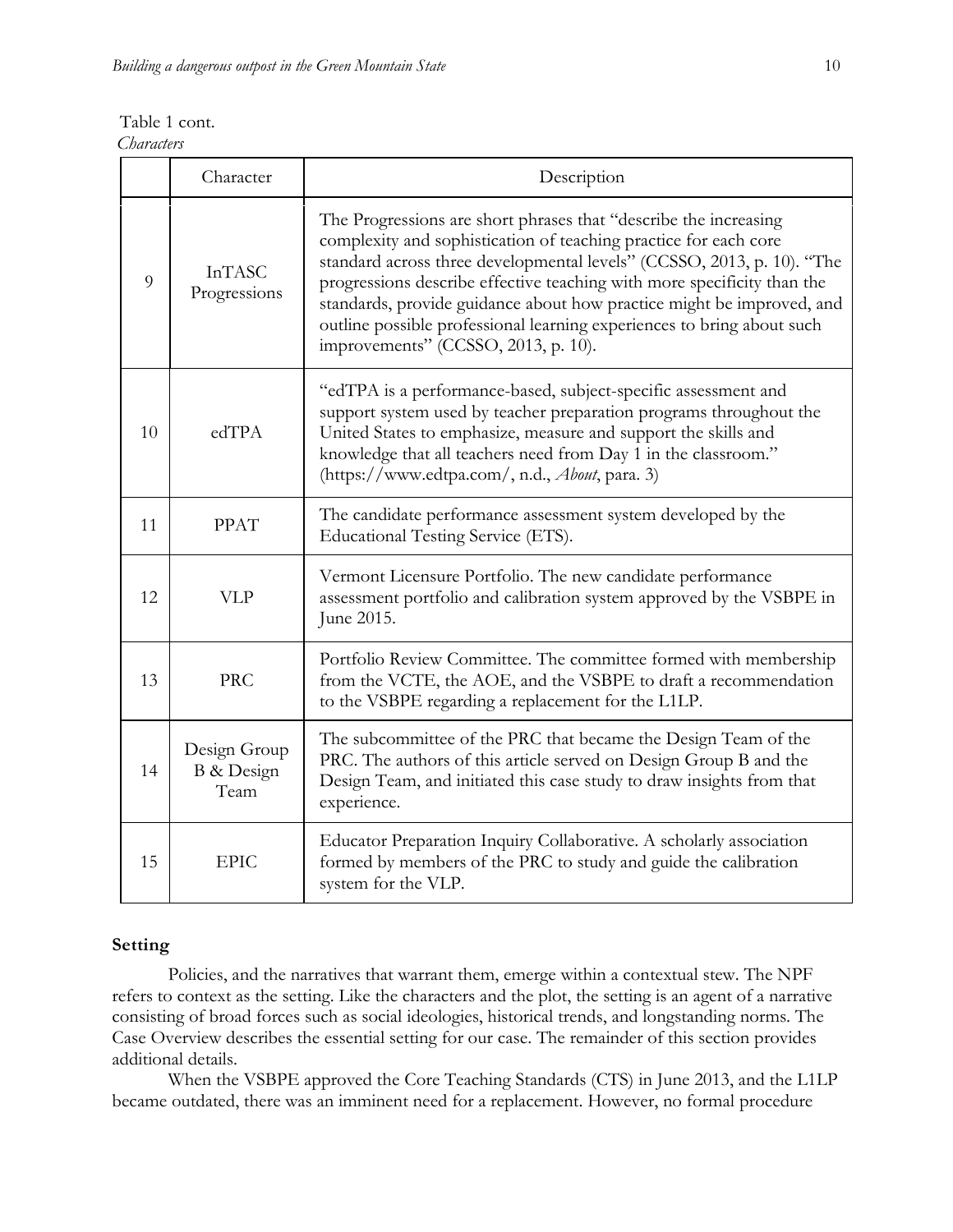Table 1 cont.

*Characters*

| | Character | Description |
|---|---|---|
| 9 | InTASC Progressions | The Progressions are short phrases that "describe the increasing complexity and sophistication of teaching practice for each core standard across three developmental levels" (CCSSO, 2013, p. 10). "The progressions describe effective teaching with more specificity than the standards, provide guidance about how practice might be improved, and outline possible professional learning experiences to bring about such improvements" (CCSSO, 2013, p. 10). |
| 10 | edTPA | "edTPA is a performance-based, subject-specific assessment and support system used by teacher preparation programs throughout the United States to emphasize, measure and support the skills and knowledge that all teachers need from Day 1 in the classroom." (https://www.edtpa.com/, n.d., *About*, para. 3) |
| 11 | PPAT | The candidate performance assessment system developed by the Educational Testing Service (ETS). |
| 12 | VLP | Vermont Licensure Portfolio. The new candidate performance assessment portfolio and calibration system approved by the VSBPE in June 2015. |
| 13 | PRC | Portfolio Review Committee. The committee formed with membership from the VCTE, the AOE, and the VSBPE to draft a recommendation to the VSBPE regarding a replacement for the L1LP. |
| 14 | Design Group B & Design Team | The subcommittee of the PRC that became the Design Team of the PRC. The authors of this article served on Design Group B and the Design Team, and initiated this case study to draw insights from that experience. |
| 15 | EPIC | Educator Preparation Inquiry Collaborative. A scholarly association formed by members of the PRC to study and guide the calibration system for the VLP. |

## Setting

Policies, and the narratives that warrant them, emerge within a contextual stew. The NPF refers to context as the setting. Like the characters and the plot, the setting is an agent of a narrative consisting of broad forces such as social ideologies, historical trends, and longstanding norms. The Case Overview describes the essential setting for our case. The remainder of this section provides additional details.

When the VSBPE approved the Core Teaching Standards (CTS) in June 2013, and the L1LP became outdated, there was an imminent need for a replacement. However, no formal procedure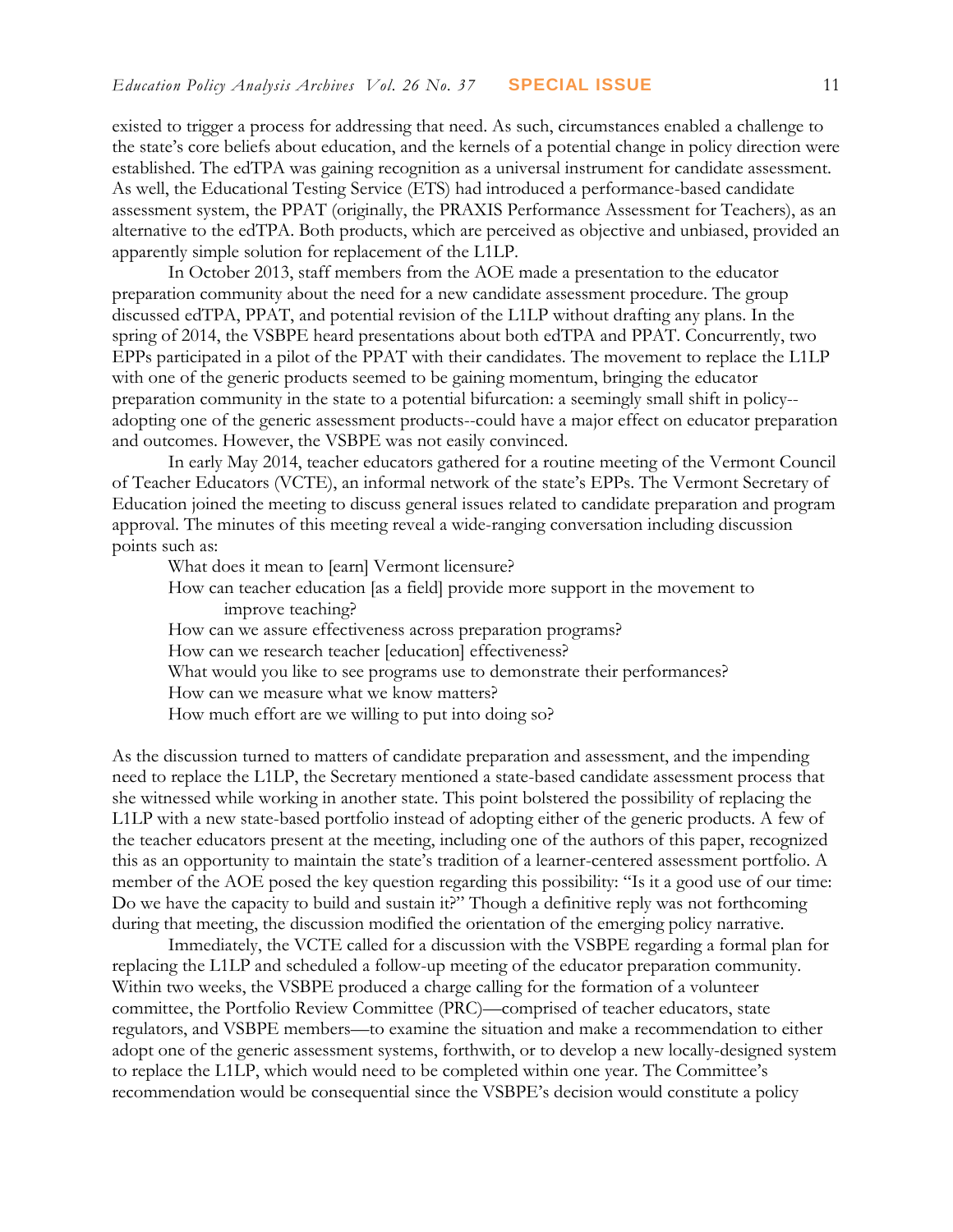existed to trigger a process for addressing that need. As such, circumstances enabled a challenge to the state's core beliefs about education, and the kernels of a potential change in policy direction were established. The edTPA was gaining recognition as a universal instrument for candidate assessment. As well, the Educational Testing Service (ETS) had introduced a performance-based candidate assessment system, the PPAT (originally, the PRAXIS Performance Assessment for Teachers), as an alternative to the edTPA. Both products, which are perceived as objective and unbiased, provided an apparently simple solution for replacement of the L1LP.

In October 2013, staff members from the AOE made a presentation to the educator preparation community about the need for a new candidate assessment procedure. The group discussed edTPA, PPAT, and potential revision of the L1LP without drafting any plans. In the spring of 2014, the VSBPE heard presentations about both edTPA and PPAT. Concurrently, two EPPs participated in a pilot of the PPAT with their candidates. The movement to replace the L1LP with one of the generic products seemed to be gaining momentum, bringing the educator preparation community in the state to a potential bifurcation: a seemingly small shift in policy--adopting one of the generic assessment products--could have a major effect on educator preparation and outcomes. However, the VSBPE was not easily convinced.

In early May 2014, teacher educators gathered for a routine meeting of the Vermont Council of Teacher Educators (VCTE), an informal network of the state's EPPs. The Vermont Secretary of Education joined the meeting to discuss general issues related to candidate preparation and program approval. The minutes of this meeting reveal a wide-ranging conversation including discussion points such as:

> What does it mean to [earn] Vermont licensure?
> How can teacher education [as a field] provide more support in the movement to improve teaching?
> How can we assure effectiveness across preparation programs?
> How can we research teacher [education] effectiveness?
> What would you like to see programs use to demonstrate their performances?
> How can we measure what we know matters?
> How much effort are we willing to put into doing so?

As the discussion turned to matters of candidate preparation and assessment, and the impending need to replace the L1LP, the Secretary mentioned a state-based candidate assessment process that she witnessed while working in another state. This point bolstered the possibility of replacing the L1LP with a new state-based portfolio instead of adopting either of the generic products. A few of the teacher educators present at the meeting, including one of the authors of this paper, recognized this as an opportunity to maintain the state's tradition of a learner-centered assessment portfolio. A member of the AOE posed the key question regarding this possibility: "Is it a good use of our time: Do we have the capacity to build and sustain it?" Though a definitive reply was not forthcoming during that meeting, the discussion modified the orientation of the emerging policy narrative.

Immediately, the VCTE called for a discussion with the VSBPE regarding a formal plan for replacing the L1LP and scheduled a follow-up meeting of the educator preparation community. Within two weeks, the VSBPE produced a charge calling for the formation of a volunteer committee, the Portfolio Review Committee (PRC)—comprised of teacher educators, state regulators, and VSBPE members—to examine the situation and make a recommendation to either adopt one of the generic assessment systems, forthwith, or to develop a new locally-designed system to replace the L1LP, which would need to be completed within one year. The Committee's recommendation would be consequential since the VSBPE's decision would constitute a policy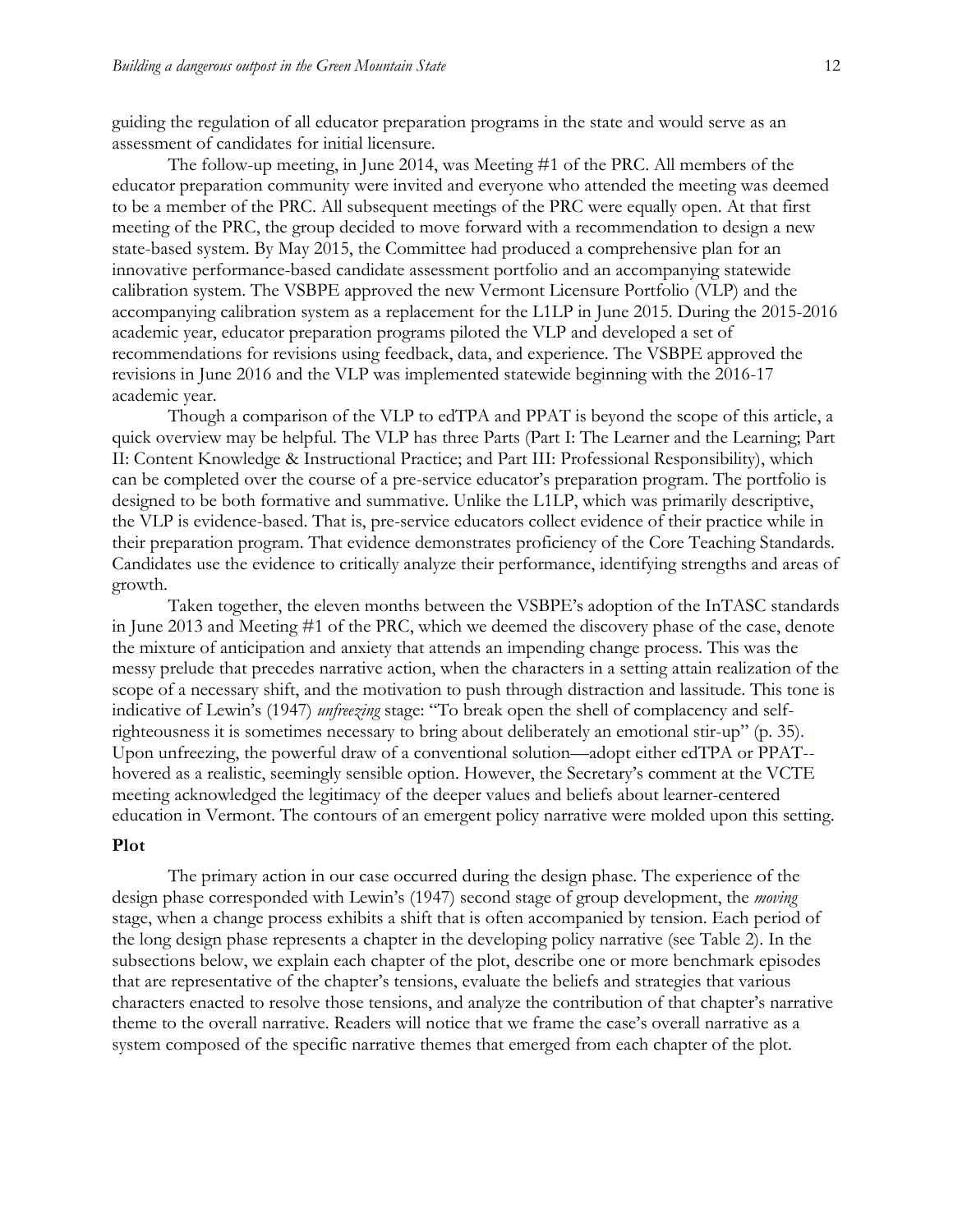guiding the regulation of all educator preparation programs in the state and would serve as an assessment of candidates for initial licensure.

The follow-up meeting, in June 2014, was Meeting #1 of the PRC. All members of the educator preparation community were invited and everyone who attended the meeting was deemed to be a member of the PRC. All subsequent meetings of the PRC were equally open. At that first meeting of the PRC, the group decided to move forward with a recommendation to design a new state-based system. By May 2015, the Committee had produced a comprehensive plan for an innovative performance-based candidate assessment portfolio and an accompanying statewide calibration system. The VSBPE approved the new Vermont Licensure Portfolio (VLP) and the accompanying calibration system as a replacement for the L1LP in June 2015. During the 2015-2016 academic year, educator preparation programs piloted the VLP and developed a set of recommendations for revisions using feedback, data, and experience. The VSBPE approved the revisions in June 2016 and the VLP was implemented statewide beginning with the 2016-17 academic year.

Though a comparison of the VLP to edTPA and PPAT is beyond the scope of this article, a quick overview may be helpful. The VLP has three Parts (Part I: The Learner and the Learning; Part II: Content Knowledge & Instructional Practice; and Part III: Professional Responsibility), which can be completed over the course of a pre-service educator's preparation program. The portfolio is designed to be both formative and summative. Unlike the L1LP, which was primarily descriptive, the VLP is evidence-based. That is, pre-service educators collect evidence of their practice while in their preparation program. That evidence demonstrates proficiency of the Core Teaching Standards. Candidates use the evidence to critically analyze their performance, identifying strengths and areas of growth.

Taken together, the eleven months between the VSBPE's adoption of the InTASC standards in June 2013 and Meeting #1 of the PRC, which we deemed the discovery phase of the case, denote the mixture of anticipation and anxiety that attends an impending change process. This was the messy prelude that precedes narrative action, when the characters in a setting attain realization of the scope of a necessary shift, and the motivation to push through distraction and lassitude. This tone is indicative of Lewin's (1947) *unfreezing* stage: "To break open the shell of complacency and self-righteousness it is sometimes necessary to bring about deliberately an emotional stir-up" (p. 35). Upon unfreezing, the powerful draw of a conventional solution—adopt either edTPA or PPAT--hovered as a realistic, seemingly sensible option. However, the Secretary's comment at the VCTE meeting acknowledged the legitimacy of the deeper values and beliefs about learner-centered education in Vermont. The contours of an emergent policy narrative were molded upon this setting.

## Plot

The primary action in our case occurred during the design phase. The experience of the design phase corresponded with Lewin's (1947) second stage of group development, the *moving* stage, when a change process exhibits a shift that is often accompanied by tension. Each period of the long design phase represents a chapter in the developing policy narrative (see Table 2). In the subsections below, we explain each chapter of the plot, describe one or more benchmark episodes that are representative of the chapter's tensions, evaluate the beliefs and strategies that various characters enacted to resolve those tensions, and analyze the contribution of that chapter's narrative theme to the overall narrative. Readers will notice that we frame the case's overall narrative as a system composed of the specific narrative themes that emerged from each chapter of the plot.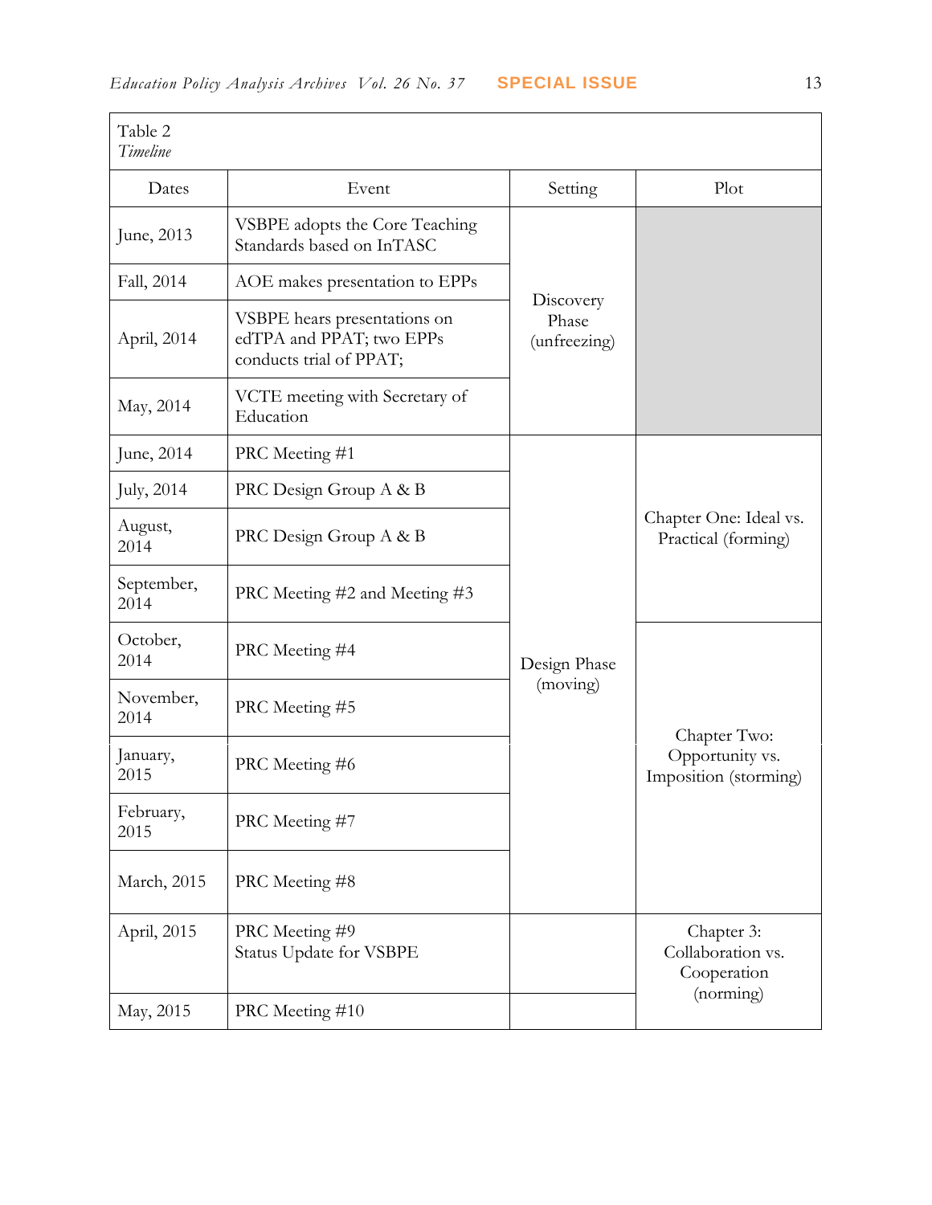Table 2
*Timeline*

| Dates | Event | Setting | Plot |
|---|---|---|---|
| June, 2013 | VSBPE adopts the Core Teaching Standards based on InTASC | Discovery Phase (unfreezing) | |
| Fall, 2014 | AOE makes presentation to EPPs | | |
| April, 2014 | VSBPE hears presentations on edTPA and PPAT; two EPPs conducts trial of PPAT; | | |
| May, 2014 | VCTE meeting with Secretary of Education | | |
| June, 2014 | PRC Meeting #1 | Design Phase (moving) | Chapter One: Ideal vs. Practical (forming) |
| July, 2014 | PRC Design Group A & B | | |
| August, 2014 | PRC Design Group A & B | | |
| September, 2014 | PRC Meeting #2 and Meeting #3 | | |
| October, 2014 | PRC Meeting #4 | | Chapter Two: Opportunity vs. Imposition (storming) |
| November, 2014 | PRC Meeting #5 | | |
| January, 2015 | PRC Meeting #6 | | |
| February, 2015 | PRC Meeting #7 | | |
| March, 2015 | PRC Meeting #8 | | |
| April, 2015 | PRC Meeting #9<br>Status Update for VSBPE | | Chapter 3: Collaboration vs. Cooperation (norming) |
| May, 2015 | PRC Meeting #10 | | |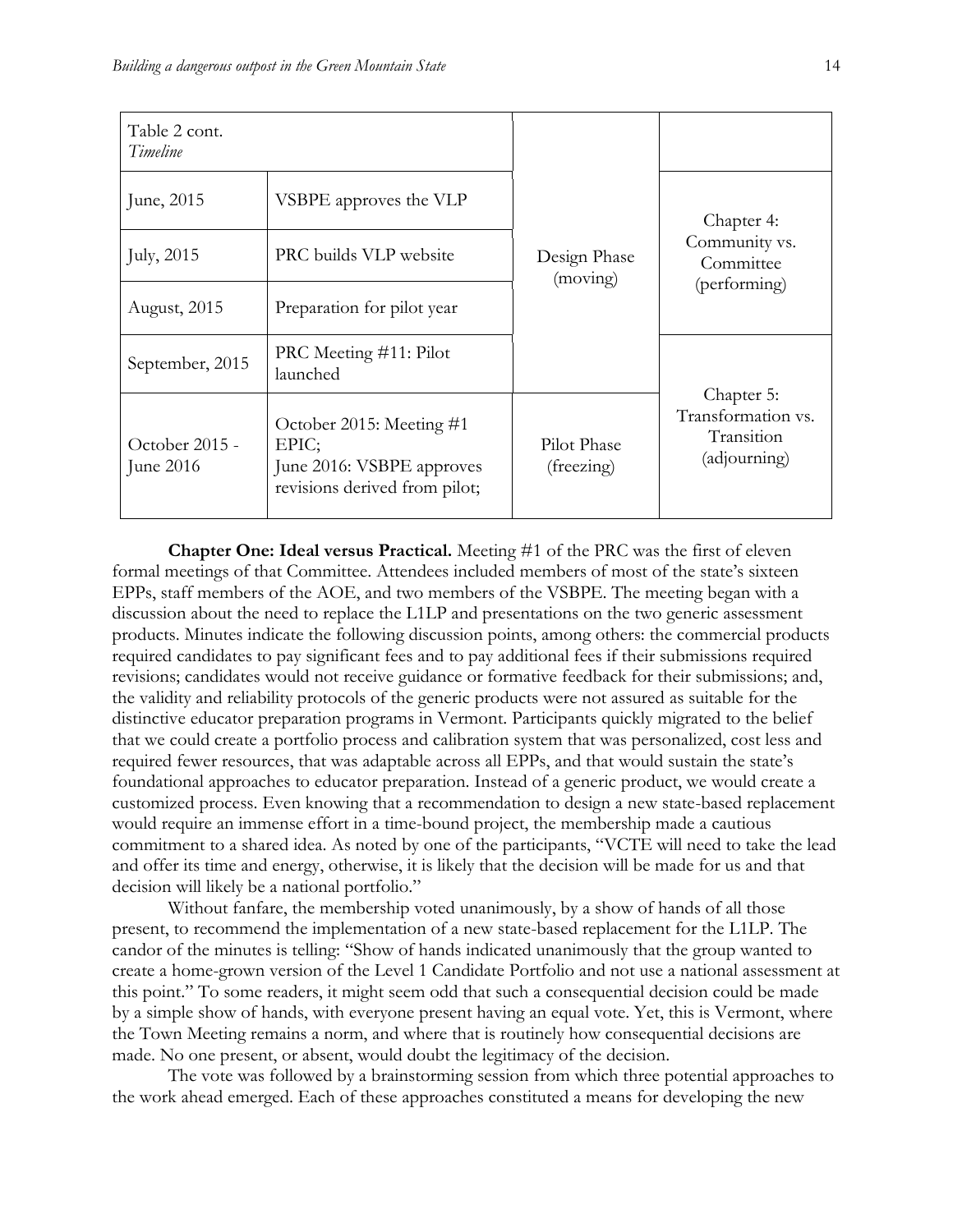| Table 2 cont. *Timeline* | | | |
|---|---|---|---|
| June, 2015 | VSBPE approves the VLP | Design Phase (moving) | Chapter 4: Community vs. Committee (performing) |
| July, 2015 | PRC builds VLP website | | |
| August, 2015 | Preparation for pilot year | | |
| September, 2015 | PRC Meeting #11: Pilot launched | | Chapter 5: Transformation vs. Transition (adjourning) |
| October 2015 - June 2016 | October 2015: Meeting #1 EPIC; June 2016: VSBPE approves revisions derived from pilot; | Pilot Phase (freezing) | |

**Chapter One: Ideal versus Practical.** Meeting #1 of the PRC was the first of eleven formal meetings of that Committee. Attendees included members of most of the state's sixteen EPPs, staff members of the AOE, and two members of the VSBPE. The meeting began with a discussion about the need to replace the L1LP and presentations on the two generic assessment products. Minutes indicate the following discussion points, among others: the commercial products required candidates to pay significant fees and to pay additional fees if their submissions required revisions; candidates would not receive guidance or formative feedback for their submissions; and, the validity and reliability protocols of the generic products were not assured as suitable for the distinctive educator preparation programs in Vermont. Participants quickly migrated to the belief that we could create a portfolio process and calibration system that was personalized, cost less and required fewer resources, that was adaptable across all EPPs, and that would sustain the state's foundational approaches to educator preparation. Instead of a generic product, we would create a customized process. Even knowing that a recommendation to design a new state-based replacement would require an immense effort in a time-bound project, the membership made a cautious commitment to a shared idea. As noted by one of the participants, "VCTE will need to take the lead and offer its time and energy, otherwise, it is likely that the decision will be made for us and that decision will likely be a national portfolio."

Without fanfare, the membership voted unanimously, by a show of hands of all those present, to recommend the implementation of a new state-based replacement for the L1LP. The candor of the minutes is telling: "Show of hands indicated unanimously that the group wanted to create a home-grown version of the Level 1 Candidate Portfolio and not use a national assessment at this point." To some readers, it might seem odd that such a consequential decision could be made by a simple show of hands, with everyone present having an equal vote. Yet, this is Vermont, where the Town Meeting remains a norm, and where that is routinely how consequential decisions are made. No one present, or absent, would doubt the legitimacy of the decision.

The vote was followed by a brainstorming session from which three potential approaches to the work ahead emerged. Each of these approaches constituted a means for developing the new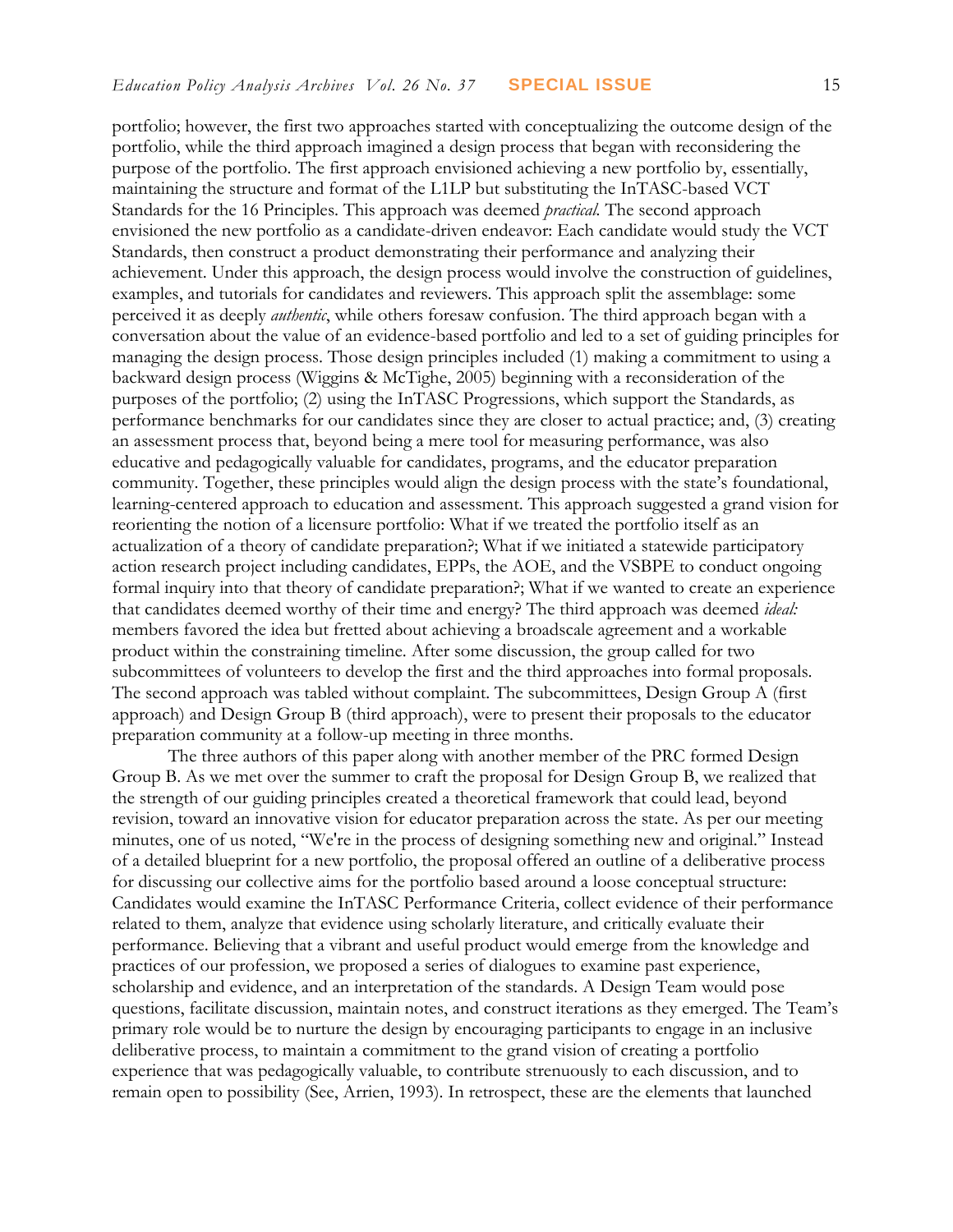portfolio; however, the first two approaches started with conceptualizing the outcome design of the portfolio, while the third approach imagined a design process that began with reconsidering the purpose of the portfolio. The first approach envisioned achieving a new portfolio by, essentially, maintaining the structure and format of the L1LP but substituting the InTASC-based VCT Standards for the 16 Principles. This approach was deemed *practical.* The second approach envisioned the new portfolio as a candidate-driven endeavor: Each candidate would study the VCT Standards, then construct a product demonstrating their performance and analyzing their achievement. Under this approach, the design process would involve the construction of guidelines, examples, and tutorials for candidates and reviewers. This approach split the assemblage: some perceived it as deeply *authentic*, while others foresaw confusion. The third approach began with a conversation about the value of an evidence-based portfolio and led to a set of guiding principles for managing the design process. Those design principles included (1) making a commitment to using a backward design process (Wiggins & McTighe, 2005) beginning with a reconsideration of the purposes of the portfolio; (2) using the InTASC Progressions, which support the Standards, as performance benchmarks for our candidates since they are closer to actual practice; and, (3) creating an assessment process that, beyond being a mere tool for measuring performance, was also educative and pedagogically valuable for candidates, programs, and the educator preparation community. Together, these principles would align the design process with the state's foundational, learning-centered approach to education and assessment. This approach suggested a grand vision for reorienting the notion of a licensure portfolio: What if we treated the portfolio itself as an actualization of a theory of candidate preparation?; What if we initiated a statewide participatory action research project including candidates, EPPs, the AOE, and the VSBPE to conduct ongoing formal inquiry into that theory of candidate preparation?; What if we wanted to create an experience that candidates deemed worthy of their time and energy? The third approach was deemed *ideal:* members favored the idea but fretted about achieving a broadscale agreement and a workable product within the constraining timeline. After some discussion, the group called for two subcommittees of volunteers to develop the first and the third approaches into formal proposals. The second approach was tabled without complaint. The subcommittees, Design Group A (first approach) and Design Group B (third approach), were to present their proposals to the educator preparation community at a follow-up meeting in three months.

The three authors of this paper along with another member of the PRC formed Design Group B. As we met over the summer to craft the proposal for Design Group B, we realized that the strength of our guiding principles created a theoretical framework that could lead, beyond revision, toward an innovative vision for educator preparation across the state. As per our meeting minutes, one of us noted, "We're in the process of designing something new and original." Instead of a detailed blueprint for a new portfolio, the proposal offered an outline of a deliberative process for discussing our collective aims for the portfolio based around a loose conceptual structure: Candidates would examine the InTASC Performance Criteria, collect evidence of their performance related to them, analyze that evidence using scholarly literature, and critically evaluate their performance. Believing that a vibrant and useful product would emerge from the knowledge and practices of our profession, we proposed a series of dialogues to examine past experience, scholarship and evidence, and an interpretation of the standards. A Design Team would pose questions, facilitate discussion, maintain notes, and construct iterations as they emerged. The Team's primary role would be to nurture the design by encouraging participants to engage in an inclusive deliberative process, to maintain a commitment to the grand vision of creating a portfolio experience that was pedagogically valuable, to contribute strenuously to each discussion, and to remain open to possibility (See, Arrien, 1993). In retrospect, these are the elements that launched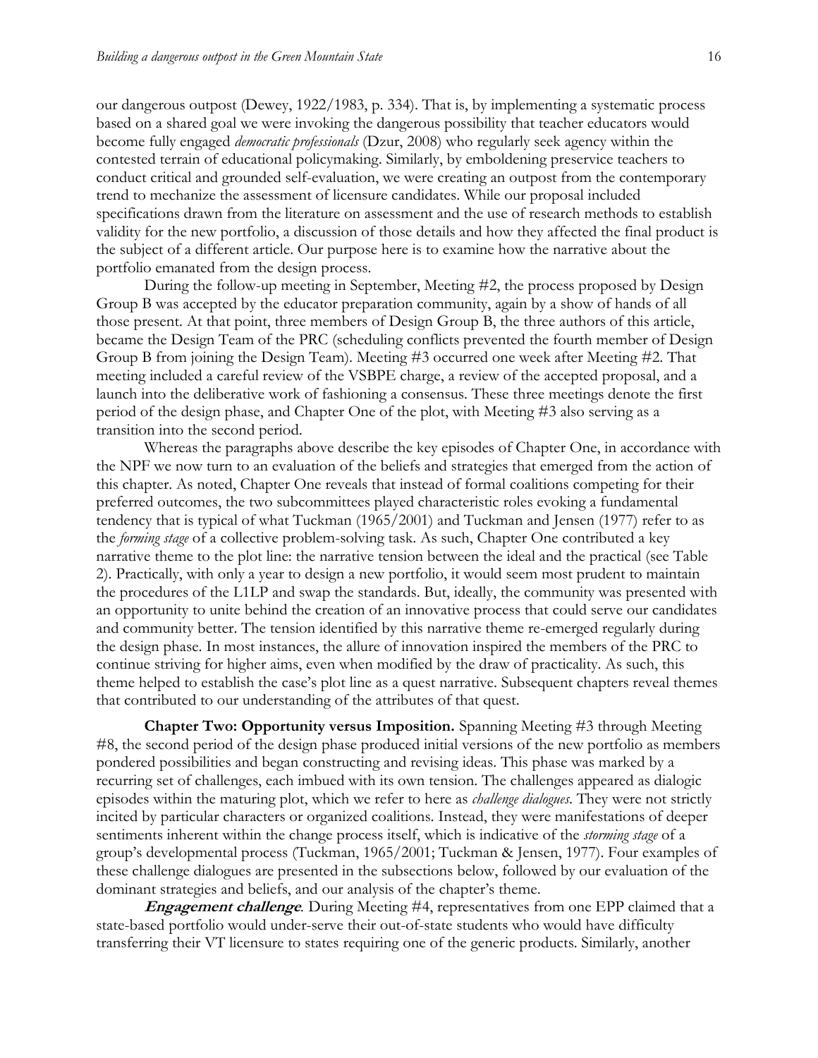our dangerous outpost (Dewey, 1922/1983, p. 334). That is, by implementing a systematic process based on a shared goal we were invoking the dangerous possibility that teacher educators would become fully engaged *democratic professionals* (Dzur, 2008) who regularly seek agency within the contested terrain of educational policymaking. Similarly, by emboldening preservice teachers to conduct critical and grounded self-evaluation, we were creating an outpost from the contemporary trend to mechanize the assessment of licensure candidates. While our proposal included specifications drawn from the literature on assessment and the use of research methods to establish validity for the new portfolio, a discussion of those details and how they affected the final product is the subject of a different article. Our purpose here is to examine how the narrative about the portfolio emanated from the design process.

During the follow-up meeting in September, Meeting #2, the process proposed by Design Group B was accepted by the educator preparation community, again by a show of hands of all those present. At that point, three members of Design Group B, the three authors of this article, became the Design Team of the PRC (scheduling conflicts prevented the fourth member of Design Group B from joining the Design Team). Meeting #3 occurred one week after Meeting #2. That meeting included a careful review of the VSBPE charge, a review of the accepted proposal, and a launch into the deliberative work of fashioning a consensus. These three meetings denote the first period of the design phase, and Chapter One of the plot, with Meeting #3 also serving as a transition into the second period.

Whereas the paragraphs above describe the key episodes of Chapter One, in accordance with the NPF we now turn to an evaluation of the beliefs and strategies that emerged from the action of this chapter. As noted, Chapter One reveals that instead of formal coalitions competing for their preferred outcomes, the two subcommittees played characteristic roles evoking a fundamental tendency that is typical of what Tuckman (1965/2001) and Tuckman and Jensen (1977) refer to as the *forming stage* of a collective problem-solving task. As such, Chapter One contributed a key narrative theme to the plot line: the narrative tension between the ideal and the practical (see Table 2). Practically, with only a year to design a new portfolio, it would seem most prudent to maintain the procedures of the L1LP and swap the standards. But, ideally, the community was presented with an opportunity to unite behind the creation of an innovative process that could serve our candidates and community better. The tension identified by this narrative theme re-emerged regularly during the design phase. In most instances, the allure of innovation inspired the members of the PRC to continue striving for higher aims, even when modified by the draw of practicality. As such, this theme helped to establish the case's plot line as a quest narrative. Subsequent chapters reveal themes that contributed to our understanding of the attributes of that quest.

**Chapter Two: Opportunity versus Imposition.** Spanning Meeting #3 through Meeting #8, the second period of the design phase produced initial versions of the new portfolio as members pondered possibilities and began constructing and revising ideas. This phase was marked by a recurring set of challenges, each imbued with its own tension. The challenges appeared as dialogic episodes within the maturing plot, which we refer to here as *challenge dialogues*. They were not strictly incited by particular characters or organized coalitions. Instead, they were manifestations of deeper sentiments inherent within the change process itself, which is indicative of the *storming stage* of a group's developmental process (Tuckman, 1965/2001; Tuckman & Jensen, 1977). Four examples of these challenge dialogues are presented in the subsections below, followed by our evaluation of the dominant strategies and beliefs, and our analysis of the chapter's theme.

***Engagement challenge*.** During Meeting #4, representatives from one EPP claimed that a state-based portfolio would under-serve their out-of-state students who would have difficulty transferring their VT licensure to states requiring one of the generic products. Similarly, another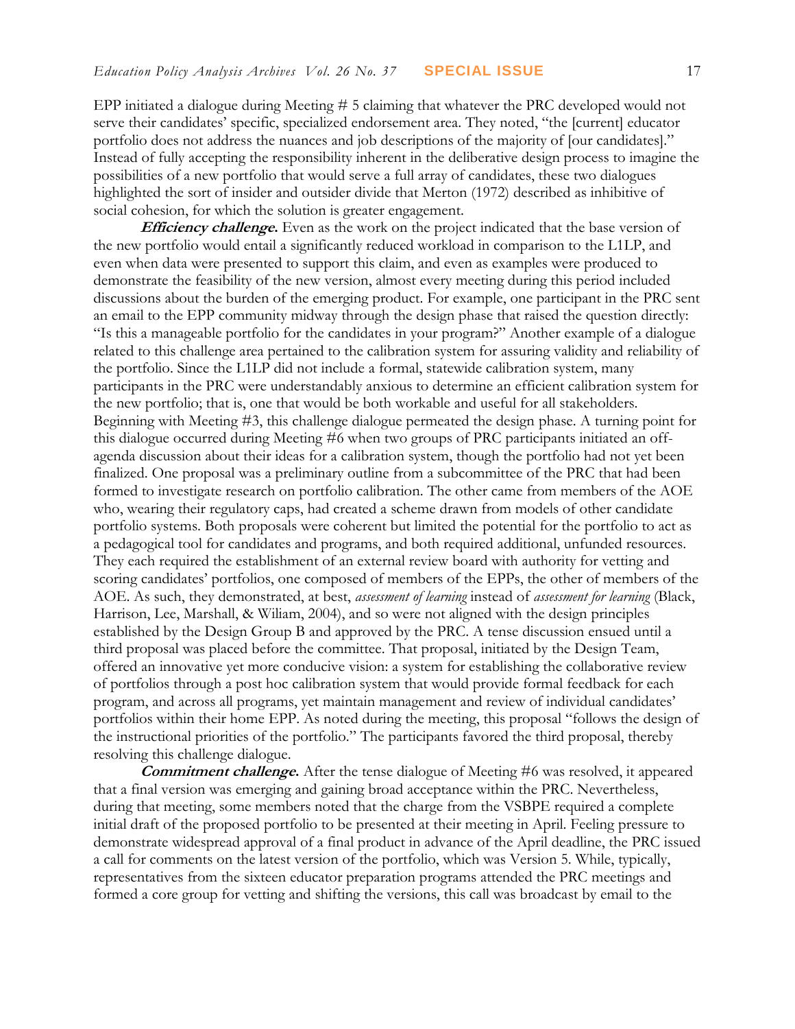EPP initiated a dialogue during Meeting # 5 claiming that whatever the PRC developed would not serve their candidates' specific, specialized endorsement area. They noted, "the [current] educator portfolio does not address the nuances and job descriptions of the majority of [our candidates]." Instead of fully accepting the responsibility inherent in the deliberative design process to imagine the possibilities of a new portfolio that would serve a full array of candidates, these two dialogues highlighted the sort of insider and outsider divide that Merton (1972) described as inhibitive of social cohesion, for which the solution is greater engagement.

***Efficiency challenge.*** Even as the work on the project indicated that the base version of the new portfolio would entail a significantly reduced workload in comparison to the L1LP, and even when data were presented to support this claim, and even as examples were produced to demonstrate the feasibility of the new version, almost every meeting during this period included discussions about the burden of the emerging product. For example, one participant in the PRC sent an email to the EPP community midway through the design phase that raised the question directly: "Is this a manageable portfolio for the candidates in your program?" Another example of a dialogue related to this challenge area pertained to the calibration system for assuring validity and reliability of the portfolio. Since the L1LP did not include a formal, statewide calibration system, many participants in the PRC were understandably anxious to determine an efficient calibration system for the new portfolio; that is, one that would be both workable and useful for all stakeholders. Beginning with Meeting #3, this challenge dialogue permeated the design phase. A turning point for this dialogue occurred during Meeting #6 when two groups of PRC participants initiated an off-agenda discussion about their ideas for a calibration system, though the portfolio had not yet been finalized. One proposal was a preliminary outline from a subcommittee of the PRC that had been formed to investigate research on portfolio calibration. The other came from members of the AOE who, wearing their regulatory caps, had created a scheme drawn from models of other candidate portfolio systems. Both proposals were coherent but limited the potential for the portfolio to act as a pedagogical tool for candidates and programs, and both required additional, unfunded resources. They each required the establishment of an external review board with authority for vetting and scoring candidates' portfolios, one composed of members of the EPPs, the other of members of the AOE. As such, they demonstrated, at best, *assessment of learning* instead of *assessment for learning* (Black, Harrison, Lee, Marshall, & Wiliam, 2004), and so were not aligned with the design principles established by the Design Group B and approved by the PRC. A tense discussion ensued until a third proposal was placed before the committee. That proposal, initiated by the Design Team, offered an innovative yet more conducive vision: a system for establishing the collaborative review of portfolios through a post hoc calibration system that would provide formal feedback for each program, and across all programs, yet maintain management and review of individual candidates' portfolios within their home EPP. As noted during the meeting, this proposal "follows the design of the instructional priorities of the portfolio." The participants favored the third proposal, thereby resolving this challenge dialogue.

***Commitment challenge.*** After the tense dialogue of Meeting #6 was resolved, it appeared that a final version was emerging and gaining broad acceptance within the PRC. Nevertheless, during that meeting, some members noted that the charge from the VSBPE required a complete initial draft of the proposed portfolio to be presented at their meeting in April. Feeling pressure to demonstrate widespread approval of a final product in advance of the April deadline, the PRC issued a call for comments on the latest version of the portfolio, which was Version 5. While, typically, representatives from the sixteen educator preparation programs attended the PRC meetings and formed a core group for vetting and shifting the versions, this call was broadcast by email to the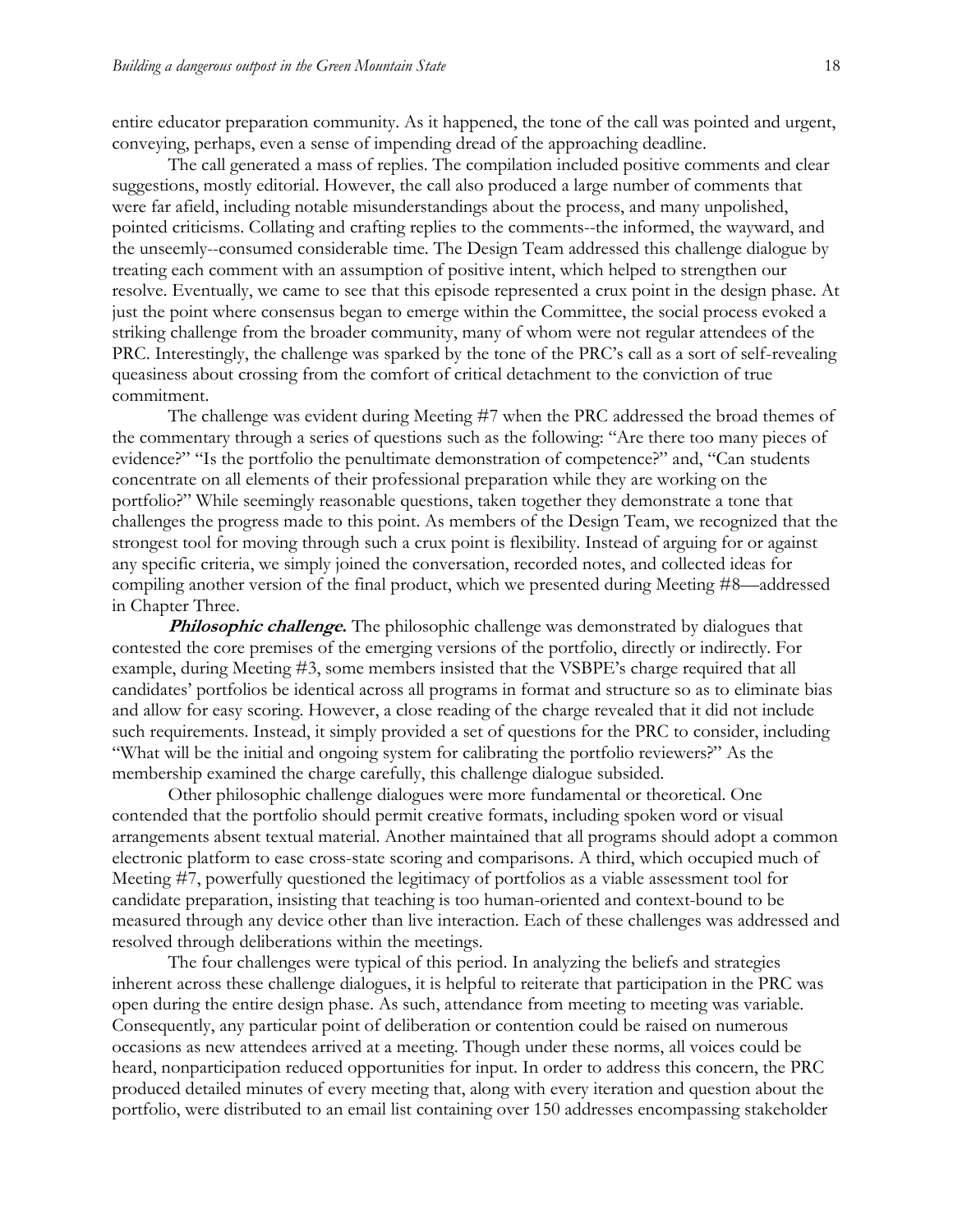entire educator preparation community. As it happened, the tone of the call was pointed and urgent, conveying, perhaps, even a sense of impending dread of the approaching deadline.

The call generated a mass of replies. The compilation included positive comments and clear suggestions, mostly editorial. However, the call also produced a large number of comments that were far afield, including notable misunderstandings about the process, and many unpolished, pointed criticisms. Collating and crafting replies to the comments--the informed, the wayward, and the unseemly--consumed considerable time. The Design Team addressed this challenge dialogue by treating each comment with an assumption of positive intent, which helped to strengthen our resolve. Eventually, we came to see that this episode represented a crux point in the design phase. At just the point where consensus began to emerge within the Committee, the social process evoked a striking challenge from the broader community, many of whom were not regular attendees of the PRC. Interestingly, the challenge was sparked by the tone of the PRC's call as a sort of self-revealing queasiness about crossing from the comfort of critical detachment to the conviction of true commitment.

The challenge was evident during Meeting #7 when the PRC addressed the broad themes of the commentary through a series of questions such as the following: "Are there too many pieces of evidence?" "Is the portfolio the penultimate demonstration of competence?" and, "Can students concentrate on all elements of their professional preparation while they are working on the portfolio?" While seemingly reasonable questions, taken together they demonstrate a tone that challenges the progress made to this point. As members of the Design Team, we recognized that the strongest tool for moving through such a crux point is flexibility. Instead of arguing for or against any specific criteria, we simply joined the conversation, recorded notes, and collected ideas for compiling another version of the final product, which we presented during Meeting #8—addressed in Chapter Three.

***Philosophic challenge.*** The philosophic challenge was demonstrated by dialogues that contested the core premises of the emerging versions of the portfolio, directly or indirectly. For example, during Meeting #3, some members insisted that the VSBPE's charge required that all candidates' portfolios be identical across all programs in format and structure so as to eliminate bias and allow for easy scoring. However, a close reading of the charge revealed that it did not include such requirements. Instead, it simply provided a set of questions for the PRC to consider, including "What will be the initial and ongoing system for calibrating the portfolio reviewers?" As the membership examined the charge carefully, this challenge dialogue subsided.

Other philosophic challenge dialogues were more fundamental or theoretical. One contended that the portfolio should permit creative formats, including spoken word or visual arrangements absent textual material. Another maintained that all programs should adopt a common electronic platform to ease cross-state scoring and comparisons. A third, which occupied much of Meeting #7, powerfully questioned the legitimacy of portfolios as a viable assessment tool for candidate preparation, insisting that teaching is too human-oriented and context-bound to be measured through any device other than live interaction. Each of these challenges was addressed and resolved through deliberations within the meetings.

The four challenges were typical of this period. In analyzing the beliefs and strategies inherent across these challenge dialogues, it is helpful to reiterate that participation in the PRC was open during the entire design phase. As such, attendance from meeting to meeting was variable. Consequently, any particular point of deliberation or contention could be raised on numerous occasions as new attendees arrived at a meeting. Though under these norms, all voices could be heard, nonparticipation reduced opportunities for input. In order to address this concern, the PRC produced detailed minutes of every meeting that, along with every iteration and question about the portfolio, were distributed to an email list containing over 150 addresses encompassing stakeholder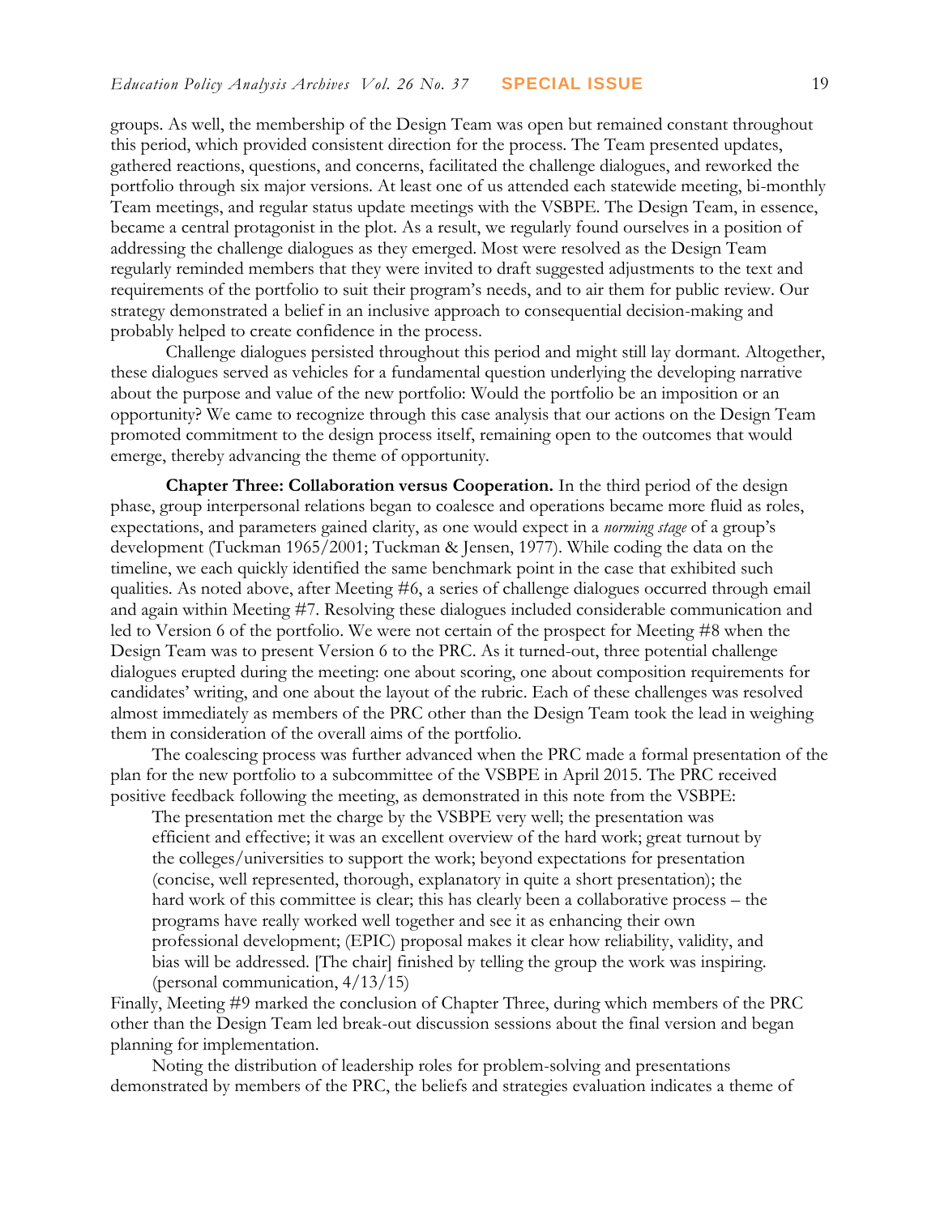groups. As well, the membership of the Design Team was open but remained constant throughout this period, which provided consistent direction for the process. The Team presented updates, gathered reactions, questions, and concerns, facilitated the challenge dialogues, and reworked the portfolio through six major versions. At least one of us attended each statewide meeting, bi-monthly Team meetings, and regular status update meetings with the VSBPE. The Design Team, in essence, became a central protagonist in the plot. As a result, we regularly found ourselves in a position of addressing the challenge dialogues as they emerged. Most were resolved as the Design Team regularly reminded members that they were invited to draft suggested adjustments to the text and requirements of the portfolio to suit their program's needs, and to air them for public review. Our strategy demonstrated a belief in an inclusive approach to consequential decision-making and probably helped to create confidence in the process.

Challenge dialogues persisted throughout this period and might still lay dormant. Altogether, these dialogues served as vehicles for a fundamental question underlying the developing narrative about the purpose and value of the new portfolio: Would the portfolio be an imposition or an opportunity? We came to recognize through this case analysis that our actions on the Design Team promoted commitment to the design process itself, remaining open to the outcomes that would emerge, thereby advancing the theme of opportunity.

**Chapter Three: Collaboration versus Cooperation.** In the third period of the design phase, group interpersonal relations began to coalesce and operations became more fluid as roles, expectations, and parameters gained clarity, as one would expect in a *norming stage* of a group's development (Tuckman 1965/2001; Tuckman & Jensen, 1977). While coding the data on the timeline, we each quickly identified the same benchmark point in the case that exhibited such qualities. As noted above, after Meeting #6, a series of challenge dialogues occurred through email and again within Meeting #7. Resolving these dialogues included considerable communication and led to Version 6 of the portfolio. We were not certain of the prospect for Meeting #8 when the Design Team was to present Version 6 to the PRC. As it turned-out, three potential challenge dialogues erupted during the meeting: one about scoring, one about composition requirements for candidates' writing, and one about the layout of the rubric. Each of these challenges was resolved almost immediately as members of the PRC other than the Design Team took the lead in weighing them in consideration of the overall aims of the portfolio.

The coalescing process was further advanced when the PRC made a formal presentation of the plan for the new portfolio to a subcommittee of the VSBPE in April 2015. The PRC received positive feedback following the meeting, as demonstrated in this note from the VSBPE:

> The presentation met the charge by the VSBPE very well; the presentation was efficient and effective; it was an excellent overview of the hard work; great turnout by the colleges/universities to support the work; beyond expectations for presentation (concise, well represented, thorough, explanatory in quite a short presentation); the hard work of this committee is clear; this has clearly been a collaborative process – the programs have really worked well together and see it as enhancing their own professional development; (EPIC) proposal makes it clear how reliability, validity, and bias will be addressed. [The chair] finished by telling the group the work was inspiring. (personal communication, 4/13/15)

Finally, Meeting #9 marked the conclusion of Chapter Three, during which members of the PRC other than the Design Team led break-out discussion sessions about the final version and began planning for implementation.

Noting the distribution of leadership roles for problem-solving and presentations demonstrated by members of the PRC, the beliefs and strategies evaluation indicates a theme of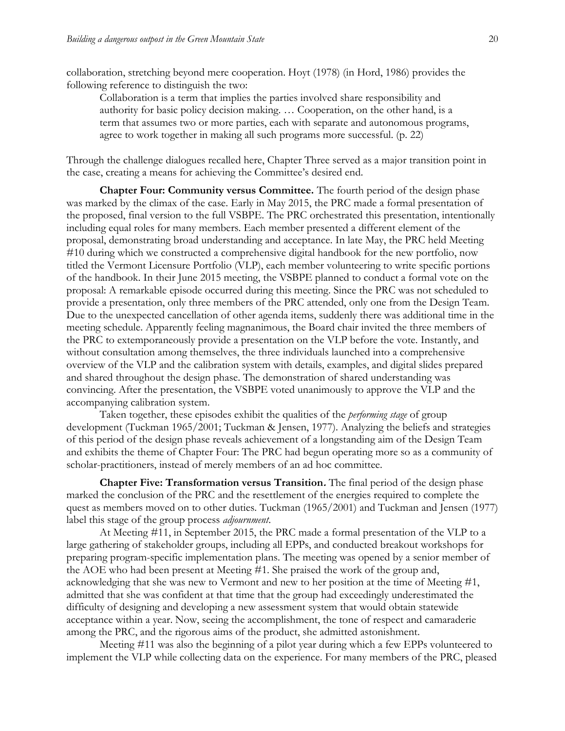collaboration, stretching beyond mere cooperation. Hoyt (1978) (in Hord, 1986) provides the following reference to distinguish the two:

> Collaboration is a term that implies the parties involved share responsibility and authority for basic policy decision making. … Cooperation, on the other hand, is a term that assumes two or more parties, each with separate and autonomous programs, agree to work together in making all such programs more successful. (p. 22)

Through the challenge dialogues recalled here, Chapter Three served as a major transition point in the case, creating a means for achieving the Committee's desired end.

**Chapter Four: Community versus Committee.** The fourth period of the design phase was marked by the climax of the case. Early in May 2015, the PRC made a formal presentation of the proposed, final version to the full VSBPE. The PRC orchestrated this presentation, intentionally including equal roles for many members. Each member presented a different element of the proposal, demonstrating broad understanding and acceptance. In late May, the PRC held Meeting #10 during which we constructed a comprehensive digital handbook for the new portfolio, now titled the Vermont Licensure Portfolio (VLP), each member volunteering to write specific portions of the handbook. In their June 2015 meeting, the VSBPE planned to conduct a formal vote on the proposal: A remarkable episode occurred during this meeting. Since the PRC was not scheduled to provide a presentation, only three members of the PRC attended, only one from the Design Team. Due to the unexpected cancellation of other agenda items, suddenly there was additional time in the meeting schedule. Apparently feeling magnanimous, the Board chair invited the three members of the PRC to extemporaneously provide a presentation on the VLP before the vote. Instantly, and without consultation among themselves, the three individuals launched into a comprehensive overview of the VLP and the calibration system with details, examples, and digital slides prepared and shared throughout the design phase. The demonstration of shared understanding was convincing. After the presentation, the VSBPE voted unanimously to approve the VLP and the accompanying calibration system.

Taken together, these episodes exhibit the qualities of the *performing stage* of group development (Tuckman 1965/2001; Tuckman & Jensen, 1977). Analyzing the beliefs and strategies of this period of the design phase reveals achievement of a longstanding aim of the Design Team and exhibits the theme of Chapter Four: The PRC had begun operating more so as a community of scholar-practitioners, instead of merely members of an ad hoc committee.

**Chapter Five: Transformation versus Transition*.*** The final period of the design phase marked the conclusion of the PRC and the resettlement of the energies required to complete the quest as members moved on to other duties. Tuckman (1965/2001) and Tuckman and Jensen (1977) label this stage of the group process *adjournment*.

At Meeting #11, in September 2015, the PRC made a formal presentation of the VLP to a large gathering of stakeholder groups, including all EPPs, and conducted breakout workshops for preparing program-specific implementation plans. The meeting was opened by a senior member of the AOE who had been present at Meeting #1. She praised the work of the group and, acknowledging that she was new to Vermont and new to her position at the time of Meeting #1, admitted that she was confident at that time that the group had exceedingly underestimated the difficulty of designing and developing a new assessment system that would obtain statewide acceptance within a year. Now, seeing the accomplishment, the tone of respect and camaraderie among the PRC, and the rigorous aims of the product, she admitted astonishment.

Meeting #11 was also the beginning of a pilot year during which a few EPPs volunteered to implement the VLP while collecting data on the experience. For many members of the PRC, pleased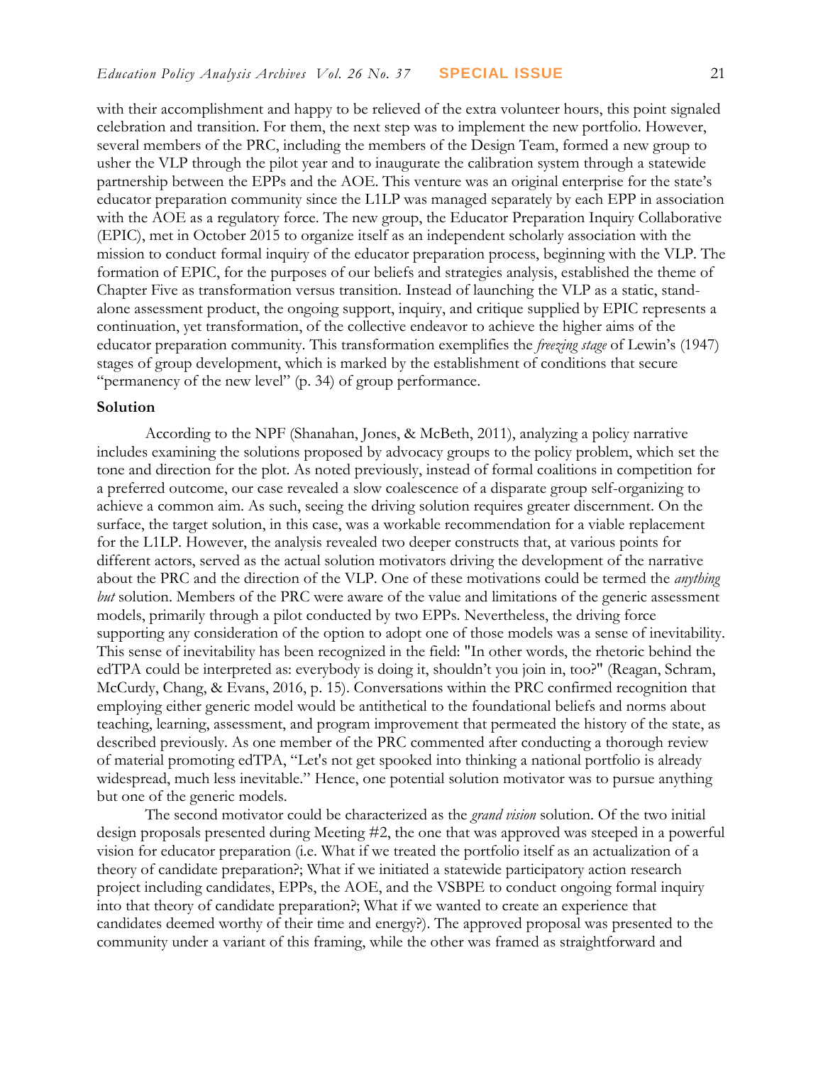with their accomplishment and happy to be relieved of the extra volunteer hours, this point signaled celebration and transition. For them, the next step was to implement the new portfolio. However, several members of the PRC, including the members of the Design Team, formed a new group to usher the VLP through the pilot year and to inaugurate the calibration system through a statewide partnership between the EPPs and the AOE. This venture was an original enterprise for the state's educator preparation community since the L1LP was managed separately by each EPP in association with the AOE as a regulatory force. The new group, the Educator Preparation Inquiry Collaborative (EPIC), met in October 2015 to organize itself as an independent scholarly association with the mission to conduct formal inquiry of the educator preparation process, beginning with the VLP. The formation of EPIC, for the purposes of our beliefs and strategies analysis, established the theme of Chapter Five as transformation versus transition. Instead of launching the VLP as a static, stand-alone assessment product, the ongoing support, inquiry, and critique supplied by EPIC represents a continuation, yet transformation, of the collective endeavor to achieve the higher aims of the educator preparation community. This transformation exemplifies the *freezing stage* of Lewin's (1947) stages of group development, which is marked by the establishment of conditions that secure "permanency of the new level" (p. 34) of group performance.

**Solution**

According to the NPF (Shanahan, Jones, & McBeth, 2011), analyzing a policy narrative includes examining the solutions proposed by advocacy groups to the policy problem, which set the tone and direction for the plot. As noted previously, instead of formal coalitions in competition for a preferred outcome, our case revealed a slow coalescence of a disparate group self-organizing to achieve a common aim. As such, seeing the driving solution requires greater discernment. On the surface, the target solution, in this case, was a workable recommendation for a viable replacement for the L1LP. However, the analysis revealed two deeper constructs that, at various points for different actors, served as the actual solution motivators driving the development of the narrative about the PRC and the direction of the VLP. One of these motivations could be termed the *anything but* solution. Members of the PRC were aware of the value and limitations of the generic assessment models, primarily through a pilot conducted by two EPPs. Nevertheless, the driving force supporting any consideration of the option to adopt one of those models was a sense of inevitability. This sense of inevitability has been recognized in the field: "In other words, the rhetoric behind the edTPA could be interpreted as: everybody is doing it, shouldn't you join in, too?" (Reagan, Schram, McCurdy, Chang, & Evans, 2016, p. 15). Conversations within the PRC confirmed recognition that employing either generic model would be antithetical to the foundational beliefs and norms about teaching, learning, assessment, and program improvement that permeated the history of the state, as described previously. As one member of the PRC commented after conducting a thorough review of material promoting edTPA, "Let's not get spooked into thinking a national portfolio is already widespread, much less inevitable." Hence, one potential solution motivator was to pursue anything but one of the generic models.

The second motivator could be characterized as the *grand vision* solution. Of the two initial design proposals presented during Meeting #2, the one that was approved was steeped in a powerful vision for educator preparation (i.e. What if we treated the portfolio itself as an actualization of a theory of candidate preparation?; What if we initiated a statewide participatory action research project including candidates, EPPs, the AOE, and the VSBPE to conduct ongoing formal inquiry into that theory of candidate preparation?; What if we wanted to create an experience that candidates deemed worthy of their time and energy?). The approved proposal was presented to the community under a variant of this framing, while the other was framed as straightforward and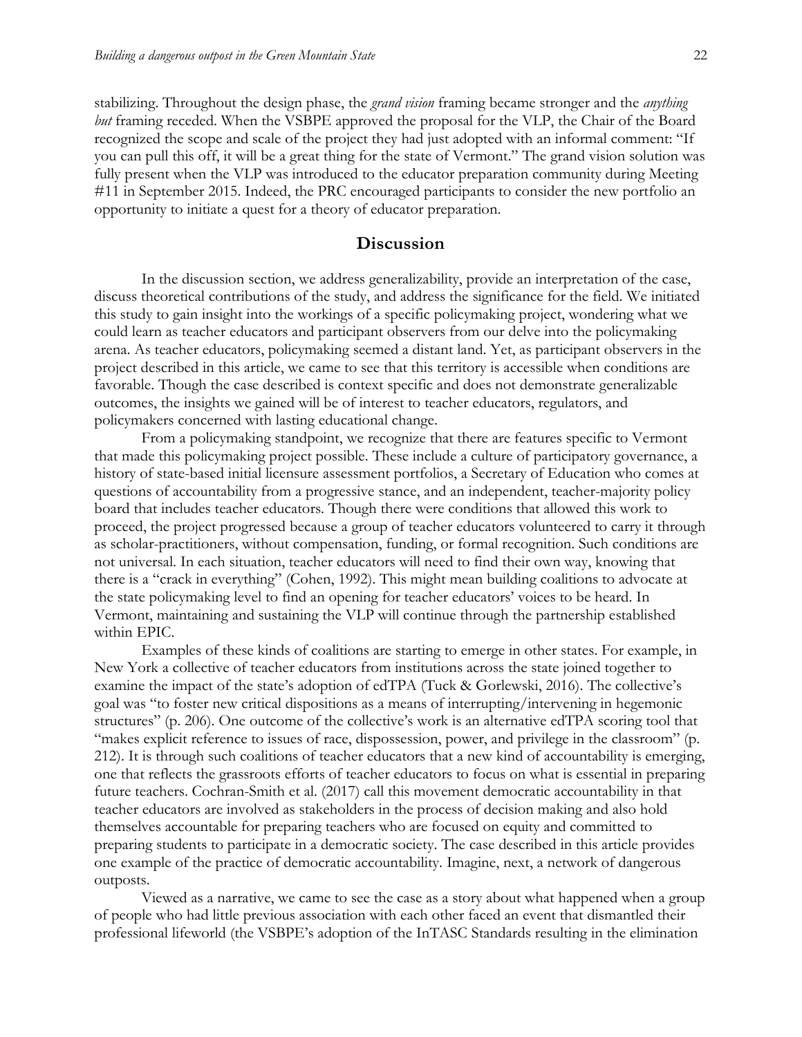stabilizing. Throughout the design phase, the *grand vision* framing became stronger and the *anything but* framing receded. When the VSBPE approved the proposal for the VLP, the Chair of the Board recognized the scope and scale of the project they had just adopted with an informal comment: "If you can pull this off, it will be a great thing for the state of Vermont." The grand vision solution was fully present when the VLP was introduced to the educator preparation community during Meeting #11 in September 2015. Indeed, the PRC encouraged participants to consider the new portfolio an opportunity to initiate a quest for a theory of educator preparation.

## Discussion

In the discussion section, we address generalizability, provide an interpretation of the case, discuss theoretical contributions of the study, and address the significance for the field. We initiated this study to gain insight into the workings of a specific policymaking project, wondering what we could learn as teacher educators and participant observers from our delve into the policymaking arena. As teacher educators, policymaking seemed a distant land. Yet, as participant observers in the project described in this article, we came to see that this territory is accessible when conditions are favorable. Though the case described is context specific and does not demonstrate generalizable outcomes, the insights we gained will be of interest to teacher educators, regulators, and policymakers concerned with lasting educational change.

From a policymaking standpoint, we recognize that there are features specific to Vermont that made this policymaking project possible. These include a culture of participatory governance, a history of state-based initial licensure assessment portfolios, a Secretary of Education who comes at questions of accountability from a progressive stance, and an independent, teacher-majority policy board that includes teacher educators. Though there were conditions that allowed this work to proceed, the project progressed because a group of teacher educators volunteered to carry it through as scholar-practitioners, without compensation, funding, or formal recognition. Such conditions are not universal. In each situation, teacher educators will need to find their own way, knowing that there is a "crack in everything" (Cohen, 1992). This might mean building coalitions to advocate at the state policymaking level to find an opening for teacher educators' voices to be heard. In Vermont, maintaining and sustaining the VLP will continue through the partnership established within EPIC.

Examples of these kinds of coalitions are starting to emerge in other states. For example, in New York a collective of teacher educators from institutions across the state joined together to examine the impact of the state's adoption of edTPA (Tuck & Gorlewski, 2016). The collective's goal was "to foster new critical dispositions as a means of interrupting/intervening in hegemonic structures" (p. 206). One outcome of the collective's work is an alternative edTPA scoring tool that "makes explicit reference to issues of race, dispossession, power, and privilege in the classroom" (p. 212). It is through such coalitions of teacher educators that a new kind of accountability is emerging, one that reflects the grassroots efforts of teacher educators to focus on what is essential in preparing future teachers. Cochran-Smith et al. (2017) call this movement democratic accountability in that teacher educators are involved as stakeholders in the process of decision making and also hold themselves accountable for preparing teachers who are focused on equity and committed to preparing students to participate in a democratic society. The case described in this article provides one example of the practice of democratic accountability. Imagine, next, a network of dangerous outposts.

Viewed as a narrative, we came to see the case as a story about what happened when a group of people who had little previous association with each other faced an event that dismantled their professional lifeworld (the VSBPE's adoption of the InTASC Standards resulting in the elimination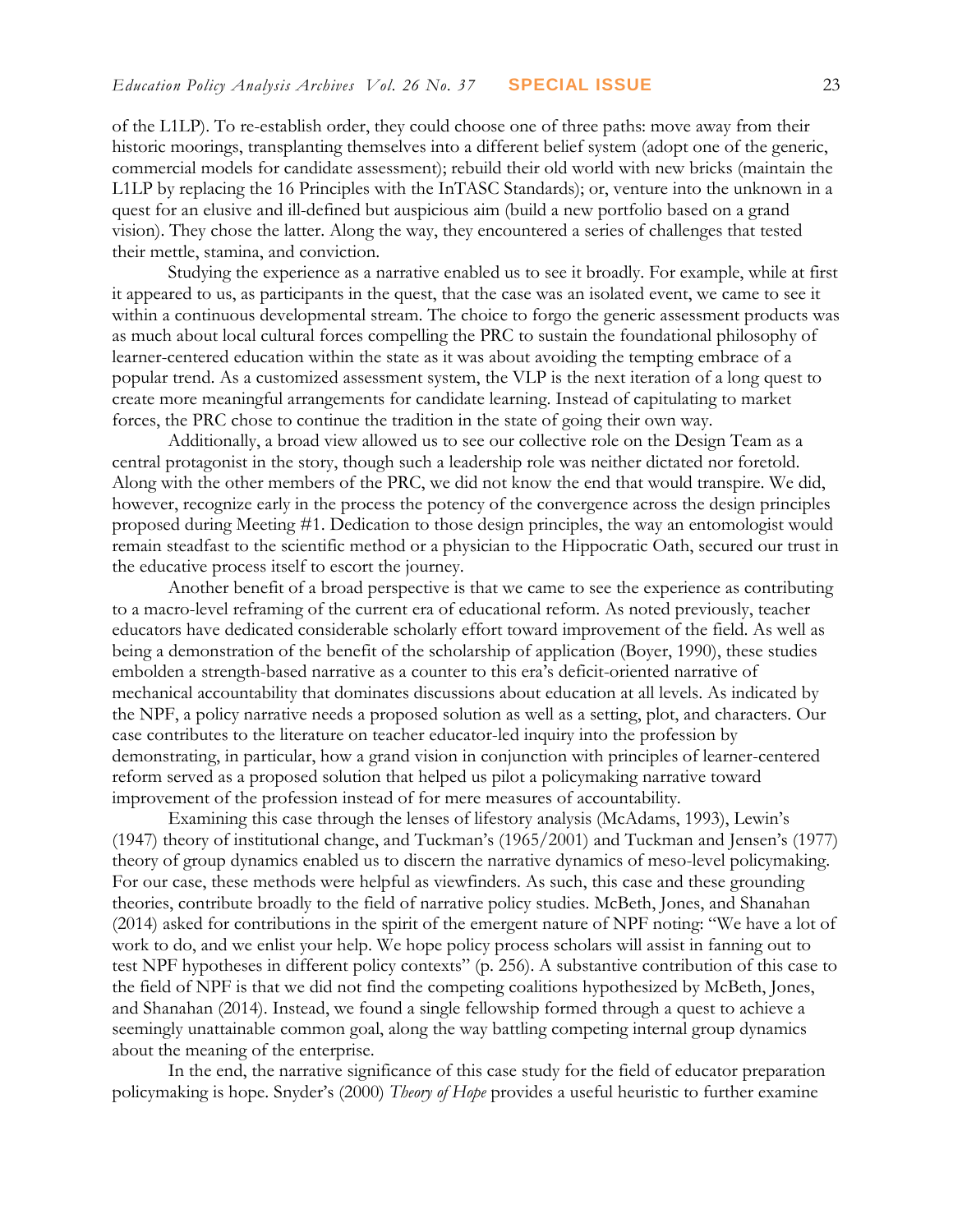of the L1LP). To re-establish order, they could choose one of three paths: move away from their historic moorings, transplanting themselves into a different belief system (adopt one of the generic, commercial models for candidate assessment); rebuild their old world with new bricks (maintain the L1LP by replacing the 16 Principles with the InTASC Standards); or, venture into the unknown in a quest for an elusive and ill-defined but auspicious aim (build a new portfolio based on a grand vision). They chose the latter. Along the way, they encountered a series of challenges that tested their mettle, stamina, and conviction.

Studying the experience as a narrative enabled us to see it broadly. For example, while at first it appeared to us, as participants in the quest, that the case was an isolated event, we came to see it within a continuous developmental stream. The choice to forgo the generic assessment products was as much about local cultural forces compelling the PRC to sustain the foundational philosophy of learner-centered education within the state as it was about avoiding the tempting embrace of a popular trend. As a customized assessment system, the VLP is the next iteration of a long quest to create more meaningful arrangements for candidate learning. Instead of capitulating to market forces, the PRC chose to continue the tradition in the state of going their own way.

Additionally, a broad view allowed us to see our collective role on the Design Team as a central protagonist in the story, though such a leadership role was neither dictated nor foretold. Along with the other members of the PRC, we did not know the end that would transpire. We did, however, recognize early in the process the potency of the convergence across the design principles proposed during Meeting #1. Dedication to those design principles, the way an entomologist would remain steadfast to the scientific method or a physician to the Hippocratic Oath, secured our trust in the educative process itself to escort the journey.

Another benefit of a broad perspective is that we came to see the experience as contributing to a macro-level reframing of the current era of educational reform. As noted previously, teacher educators have dedicated considerable scholarly effort toward improvement of the field. As well as being a demonstration of the benefit of the scholarship of application (Boyer, 1990), these studies embolden a strength-based narrative as a counter to this era's deficit-oriented narrative of mechanical accountability that dominates discussions about education at all levels. As indicated by the NPF, a policy narrative needs a proposed solution as well as a setting, plot, and characters. Our case contributes to the literature on teacher educator-led inquiry into the profession by demonstrating, in particular, how a grand vision in conjunction with principles of learner-centered reform served as a proposed solution that helped us pilot a policymaking narrative toward improvement of the profession instead of for mere measures of accountability.

Examining this case through the lenses of lifestory analysis (McAdams, 1993), Lewin's (1947) theory of institutional change, and Tuckman's (1965/2001) and Tuckman and Jensen's (1977) theory of group dynamics enabled us to discern the narrative dynamics of meso-level policymaking. For our case, these methods were helpful as viewfinders. As such, this case and these grounding theories, contribute broadly to the field of narrative policy studies. McBeth, Jones, and Shanahan (2014) asked for contributions in the spirit of the emergent nature of NPF noting: "We have a lot of work to do, and we enlist your help. We hope policy process scholars will assist in fanning out to test NPF hypotheses in different policy contexts" (p. 256). A substantive contribution of this case to the field of NPF is that we did not find the competing coalitions hypothesized by McBeth, Jones, and Shanahan (2014). Instead, we found a single fellowship formed through a quest to achieve a seemingly unattainable common goal, along the way battling competing internal group dynamics about the meaning of the enterprise.

In the end, the narrative significance of this case study for the field of educator preparation policymaking is hope. Snyder's (2000) *Theory of Hope* provides a useful heuristic to further examine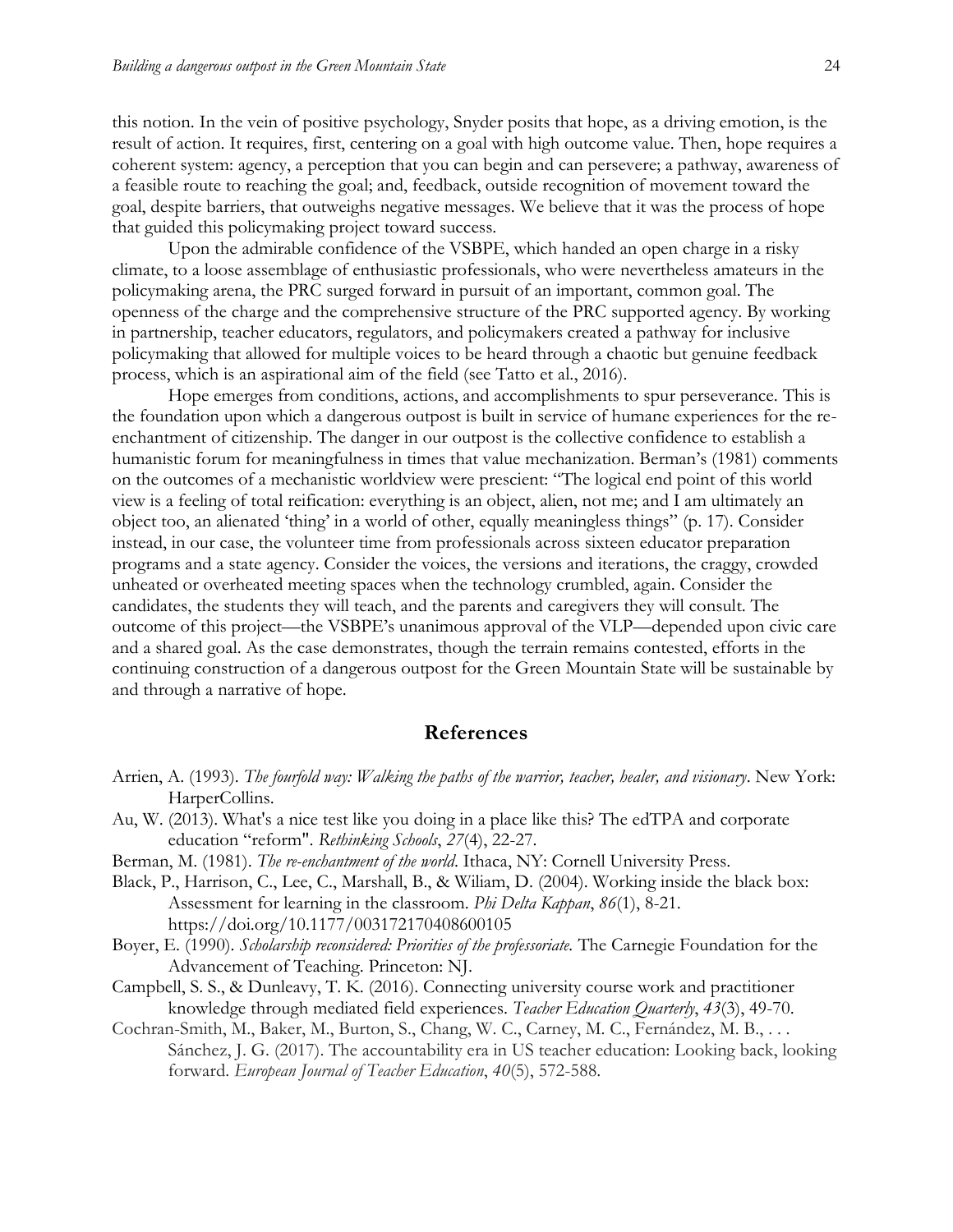this notion. In the vein of positive psychology, Snyder posits that hope, as a driving emotion, is the result of action. It requires, first, centering on a goal with high outcome value. Then, hope requires a coherent system: agency, a perception that you can begin and can persevere; a pathway, awareness of a feasible route to reaching the goal; and, feedback, outside recognition of movement toward the goal, despite barriers, that outweighs negative messages. We believe that it was the process of hope that guided this policymaking project toward success.

Upon the admirable confidence of the VSBPE, which handed an open charge in a risky climate, to a loose assemblage of enthusiastic professionals, who were nevertheless amateurs in the policymaking arena, the PRC surged forward in pursuit of an important, common goal. The openness of the charge and the comprehensive structure of the PRC supported agency. By working in partnership, teacher educators, regulators, and policymakers created a pathway for inclusive policymaking that allowed for multiple voices to be heard through a chaotic but genuine feedback process, which is an aspirational aim of the field (see Tatto et al., 2016).

Hope emerges from conditions, actions, and accomplishments to spur perseverance. This is the foundation upon which a dangerous outpost is built in service of humane experiences for the re-enchantment of citizenship. The danger in our outpost is the collective confidence to establish a humanistic forum for meaningfulness in times that value mechanization. Berman's (1981) comments on the outcomes of a mechanistic worldview were prescient: "The logical end point of this world view is a feeling of total reification: everything is an object, alien, not me; and I am ultimately an object too, an alienated 'thing' in a world of other, equally meaningless things" (p. 17). Consider instead, in our case, the volunteer time from professionals across sixteen educator preparation programs and a state agency. Consider the voices, the versions and iterations, the craggy, crowded unheated or overheated meeting spaces when the technology crumbled, again. Consider the candidates, the students they will teach, and the parents and caregivers they will consult. The outcome of this project—the VSBPE's unanimous approval of the VLP—depended upon civic care and a shared goal. As the case demonstrates, though the terrain remains contested, efforts in the continuing construction of a dangerous outpost for the Green Mountain State will be sustainable by and through a narrative of hope.

## References

Arrien, A. (1993). *The fourfold way: Walking the paths of the warrior, teacher, healer, and visionary*. New York: HarperCollins.

Au, W. (2013). What's a nice test like you doing in a place like this? The edTPA and corporate education "reform". *Rethinking Schools*, *27*(4), 22-27.

Berman, M. (1981). *The re-enchantment of the world*. Ithaca, NY: Cornell University Press.

Black, P., Harrison, C., Lee, C., Marshall, B., & Wiliam, D. (2004). Working inside the black box: Assessment for learning in the classroom. *Phi Delta Kappan*, *86*(1), 8-21. https://doi.org/10.1177/003172170408600105

Boyer, E. (1990). *Scholarship reconsidered: Priorities of the professoriate.* The Carnegie Foundation for the Advancement of Teaching. Princeton: NJ.

Campbell, S. S., & Dunleavy, T. K. (2016). Connecting university course work and practitioner knowledge through mediated field experiences. *Teacher Education Quarterly*, *43*(3), 49-70.

Cochran-Smith, M., Baker, M., Burton, S., Chang, W. C., Carney, M. C., Fernández, M. B., . . . Sánchez, J. G. (2017). The accountability era in US teacher education: Looking back, looking forward. *European Journal of Teacher Education*, *40*(5), 572-588.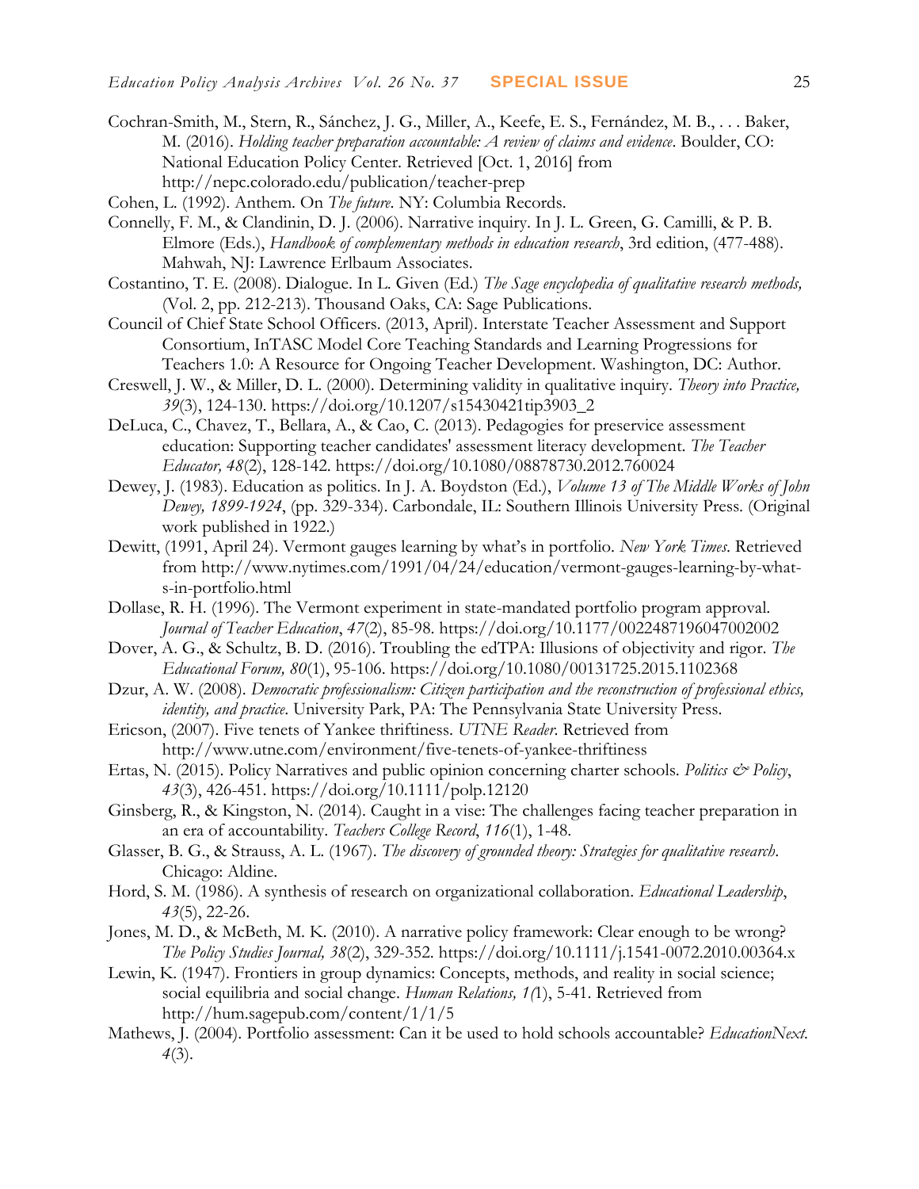Cochran-Smith, M., Stern, R., Sánchez, J. G., Miller, A., Keefe, E. S., Fernández, M. B., . . . Baker, M. (2016). *Holding teacher preparation accountable: A review of claims and evidence*. Boulder, CO: National Education Policy Center. Retrieved [Oct. 1, 2016] from http://nepc.colorado.edu/publication/teacher-prep

Cohen, L. (1992). Anthem. On *The future*. NY: Columbia Records.

Connelly, F. M., & Clandinin, D. J. (2006). Narrative inquiry. In J. L. Green, G. Camilli, & P. B. Elmore (Eds.), *Handbook of complementary methods in education research*, 3rd edition, (477-488). Mahwah, NJ: Lawrence Erlbaum Associates.

Costantino, T. E. (2008). Dialogue. In L. Given (Ed.) *The Sage encyclopedia of qualitative research methods,* (Vol. 2, pp. 212-213). Thousand Oaks, CA: Sage Publications.

Council of Chief State School Officers. (2013, April). Interstate Teacher Assessment and Support Consortium, InTASC Model Core Teaching Standards and Learning Progressions for Teachers 1.0: A Resource for Ongoing Teacher Development. Washington, DC: Author.

Creswell, J. W., & Miller, D. L. (2000). Determining validity in qualitative inquiry. *Theory into Practice, 39*(3), 124-130. https://doi.org/10.1207/s15430421tip3903_2

DeLuca, C., Chavez, T., Bellara, A., & Cao, C. (2013). Pedagogies for preservice assessment education: Supporting teacher candidates' assessment literacy development. *The Teacher Educator, 48*(2), 128-142. https://doi.org/10.1080/08878730.2012.760024

Dewey, J. (1983). Education as politics. In J. A. Boydston (Ed.), *Volume 13 of The Middle Works of John Dewey, 1899-1924*, (pp. 329-334). Carbondale, IL: Southern Illinois University Press. (Original work published in 1922.)

Dewitt, (1991, April 24). Vermont gauges learning by what's in portfolio. *New York Times*. Retrieved from http://www.nytimes.com/1991/04/24/education/vermont-gauges-learning-by-what-s-in-portfolio.html

Dollase, R. H. (1996). The Vermont experiment in state-mandated portfolio program approval. *Journal of Teacher Education*, *47*(2), 85-98. https://doi.org/10.1177/0022487196047002002

Dover, A. G., & Schultz, B. D. (2016). Troubling the edTPA: Illusions of objectivity and rigor. *The Educational Forum, 80*(1), 95-106. https://doi.org/10.1080/00131725.2015.1102368

Dzur, A. W. (2008). *Democratic professionalism: Citizen participation and the reconstruction of professional ethics, identity, and practice*. University Park, PA: The Pennsylvania State University Press.

Ericson, (2007). Five tenets of Yankee thriftiness. *UTNE Reader*. Retrieved from http://www.utne.com/environment/five-tenets-of-yankee-thriftiness

Ertas, N. (2015). Policy Narratives and public opinion concerning charter schools. *Politics & Policy*, *43*(3), 426-451. https://doi.org/10.1111/polp.12120

Ginsberg, R., & Kingston, N. (2014). Caught in a vise: The challenges facing teacher preparation in an era of accountability. *Teachers College Record*, *116*(1), 1-48.

Glasser, B. G., & Strauss, A. L. (1967). *The discovery of grounded theory: Strategies for qualitative research*. Chicago: Aldine.

Hord, S. M. (1986). A synthesis of research on organizational collaboration. *Educational Leadership*, *43*(5), 22-26.

Jones, M. D., & McBeth, M. K. (2010). A narrative policy framework: Clear enough to be wrong? *The Policy Studies Journal, 38*(2), 329-352. https://doi.org/10.1111/j.1541-0072.2010.00364.x

Lewin, K. (1947). Frontiers in group dynamics: Concepts, methods, and reality in social science; social equilibria and social change. *Human Relations, 1(*1), 5-41. Retrieved from http://hum.sagepub.com/content/1/1/5

Mathews, J. (2004). Portfolio assessment: Can it be used to hold schools accountable? *EducationNext. 4*(3).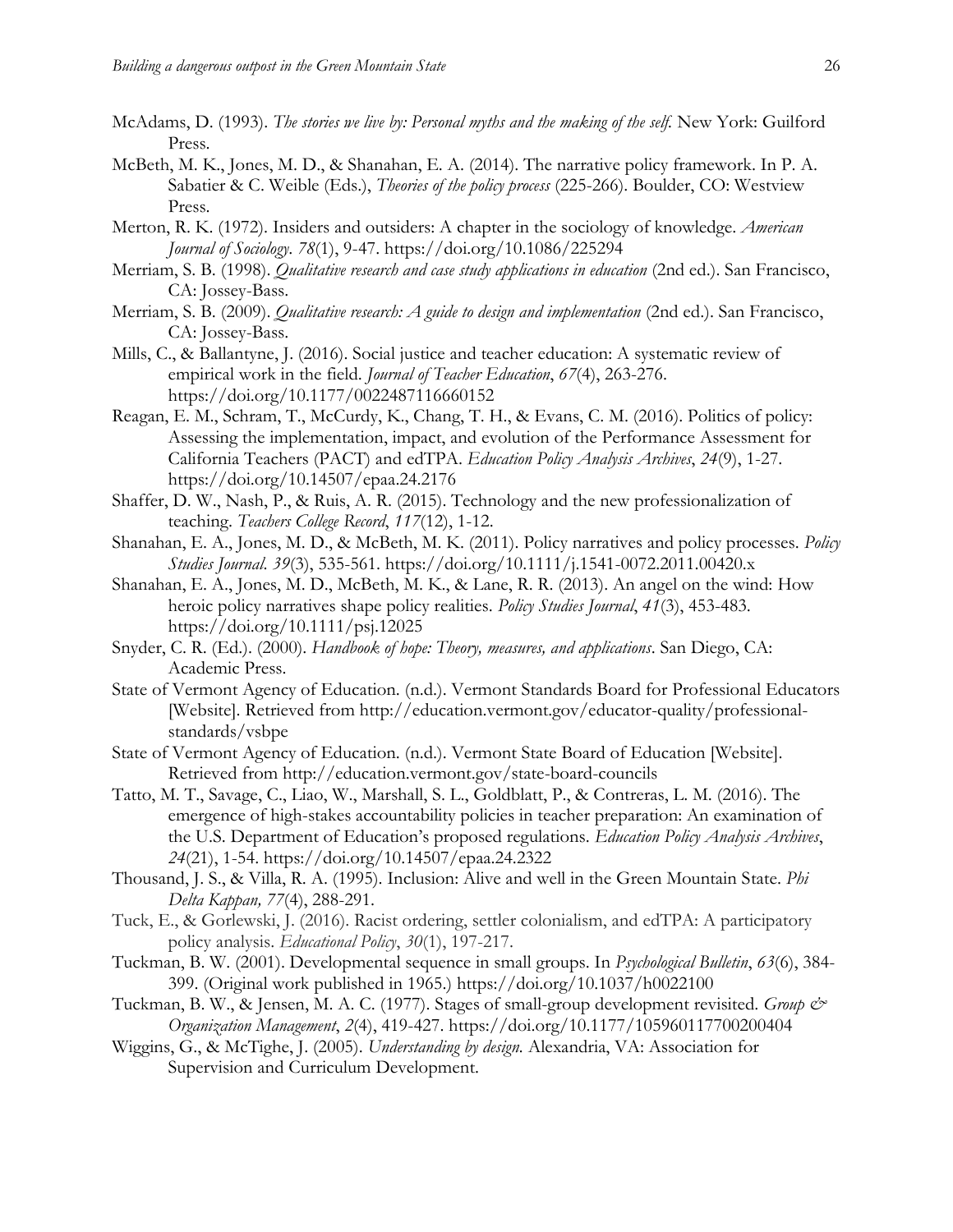McAdams, D. (1993). *The stories we live by: Personal myths and the making of the self.* New York: Guilford Press.

McBeth, M. K., Jones, M. D., & Shanahan, E. A. (2014). The narrative policy framework. In P. A. Sabatier & C. Weible (Eds.), *Theories of the policy process* (225-266). Boulder, CO: Westview Press.

Merton, R. K. (1972). Insiders and outsiders: A chapter in the sociology of knowledge. *American Journal of Sociology. 78*(1), 9-47. https://doi.org/10.1086/225294

Merriam, S. B. (1998). *Qualitative research and case study applications in education* (2nd ed.). San Francisco, CA: Jossey-Bass.

Merriam, S. B. (2009). *Qualitative research: A guide to design and implementation* (2nd ed.). San Francisco, CA: Jossey-Bass.

Mills, C., & Ballantyne, J. (2016). Social justice and teacher education: A systematic review of empirical work in the field. *Journal of Teacher Education*, *67*(4), 263-276. https://doi.org/10.1177/0022487116660152

Reagan, E. M., Schram, T., McCurdy, K., Chang, T. H., & Evans, C. M. (2016). Politics of policy: Assessing the implementation, impact, and evolution of the Performance Assessment for California Teachers (PACT) and edTPA. *Education Policy Analysis Archives*, *24*(9), 1-27. https://doi.org/10.14507/epaa.24.2176

Shaffer, D. W., Nash, P., & Ruis, A. R. (2015). Technology and the new professionalization of teaching. *Teachers College Record*, *117*(12), 1-12.

Shanahan, E. A., Jones, M. D., & McBeth, M. K. (2011). Policy narratives and policy processes. *Policy Studies Journal. 39*(3), 535-561. https://doi.org/10.1111/j.1541-0072.2011.00420.x

Shanahan, E. A., Jones, M. D., McBeth, M. K., & Lane, R. R. (2013). An angel on the wind: How heroic policy narratives shape policy realities. *Policy Studies Journal*, *41*(3), 453-483. https://doi.org/10.1111/psj.12025

Snyder, C. R. (Ed.). (2000). *Handbook of hope: Theory, measures, and applications*. San Diego, CA: Academic Press.

State of Vermont Agency of Education. (n.d.). Vermont Standards Board for Professional Educators [Website]. Retrieved from http://education.vermont.gov/educator-quality/professional-standards/vsbpe

State of Vermont Agency of Education. (n.d.). Vermont State Board of Education [Website]. Retrieved from http://education.vermont.gov/state-board-councils

Tatto, M. T., Savage, C., Liao, W., Marshall, S. L., Goldblatt, P., & Contreras, L. M. (2016). The emergence of high-stakes accountability policies in teacher preparation: An examination of the U.S. Department of Education's proposed regulations. *Education Policy Analysis Archives*, *24*(21), 1-54. https://doi.org/10.14507/epaa.24.2322

Thousand, J. S., & Villa, R. A. (1995). Inclusion: Alive and well in the Green Mountain State. *Phi Delta Kappan, 77*(4), 288-291.

Tuck, E., & Gorlewski, J. (2016). Racist ordering, settler colonialism, and edTPA: A participatory policy analysis. *Educational Policy*, *30*(1), 197-217.

Tuckman, B. W. (2001). Developmental sequence in small groups. In *Psychological Bulletin*, *63*(6), 384-399. (Original work published in 1965.) https://doi.org/10.1037/h0022100

Tuckman, B. W., & Jensen, M. A. C. (1977). Stages of small-group development revisited. *Group & Organization Management*, *2*(4), 419-427. https://doi.org/10.1177/105960117700200404

Wiggins, G., & McTighe, J. (2005). *Understanding by design.* Alexandria, VA: Association for Supervision and Curriculum Development.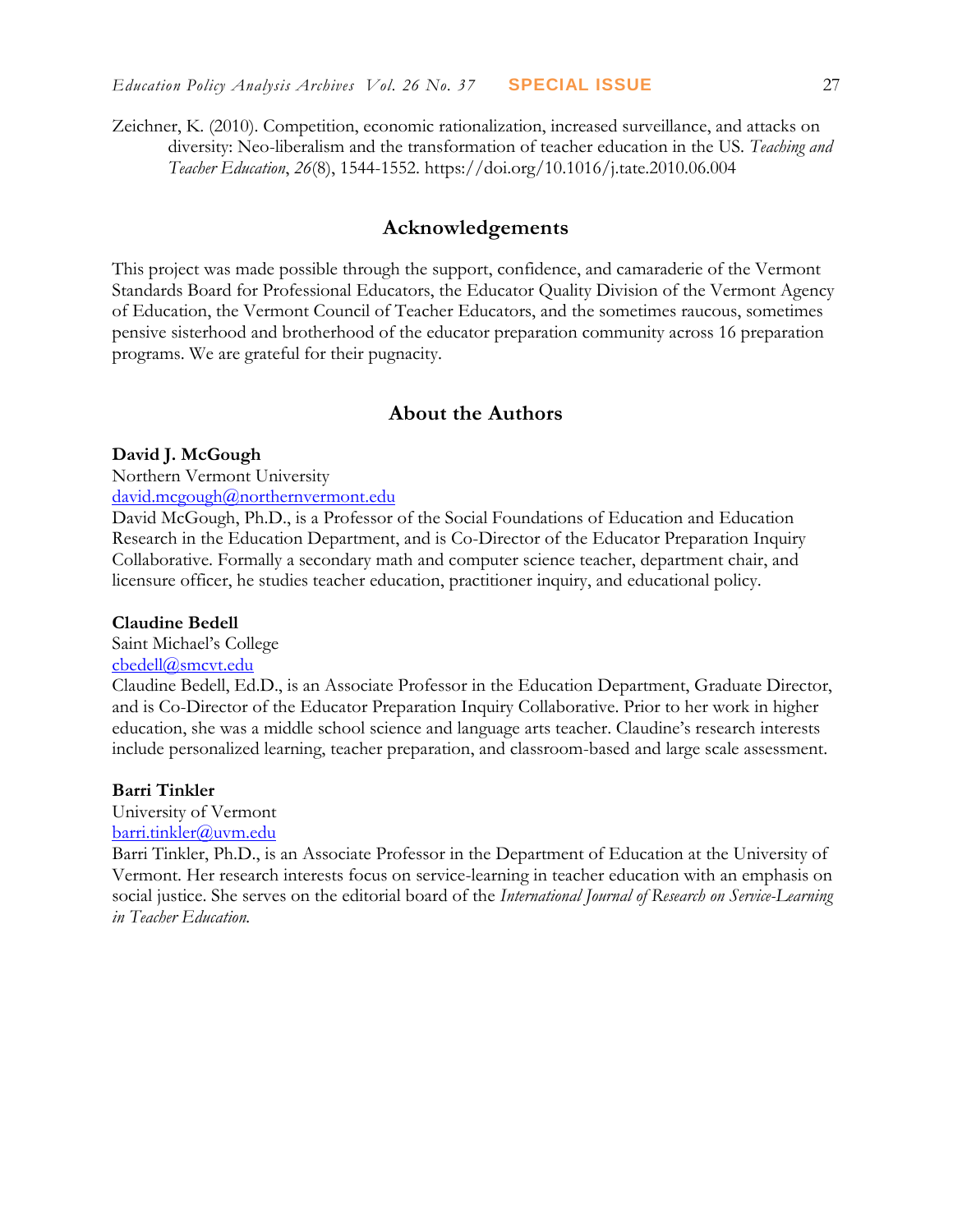Zeichner, K. (2010). Competition, economic rationalization, increased surveillance, and attacks on diversity: Neo-liberalism and the transformation of teacher education in the US. *Teaching and Teacher Education*, *26*(8), 1544-1552. https://doi.org/10.1016/j.tate.2010.06.004

## Acknowledgements

This project was made possible through the support, confidence, and camaraderie of the Vermont Standards Board for Professional Educators, the Educator Quality Division of the Vermont Agency of Education, the Vermont Council of Teacher Educators, and the sometimes raucous, sometimes pensive sisterhood and brotherhood of the educator preparation community across 16 preparation programs. We are grateful for their pugnacity.

## About the Authors

**David J. McGough**
Northern Vermont University
david.mcgough@northernvermont.edu
David McGough, Ph.D., is a Professor of the Social Foundations of Education and Education Research in the Education Department, and is Co-Director of the Educator Preparation Inquiry Collaborative. Formally a secondary math and computer science teacher, department chair, and licensure officer, he studies teacher education, practitioner inquiry, and educational policy.

**Claudine Bedell**
Saint Michael's College
cbedell@smcvt.edu
Claudine Bedell, Ed.D., is an Associate Professor in the Education Department, Graduate Director, and is Co-Director of the Educator Preparation Inquiry Collaborative. Prior to her work in higher education, she was a middle school science and language arts teacher. Claudine's research interests include personalized learning, teacher preparation, and classroom-based and large scale assessment.

**Barri Tinkler**
University of Vermont
barri.tinkler@uvm.edu
Barri Tinkler, Ph.D., is an Associate Professor in the Department of Education at the University of Vermont. Her research interests focus on service-learning in teacher education with an emphasis on social justice. She serves on the editorial board of the *International Journal of Research on Service-Learning in Teacher Education.*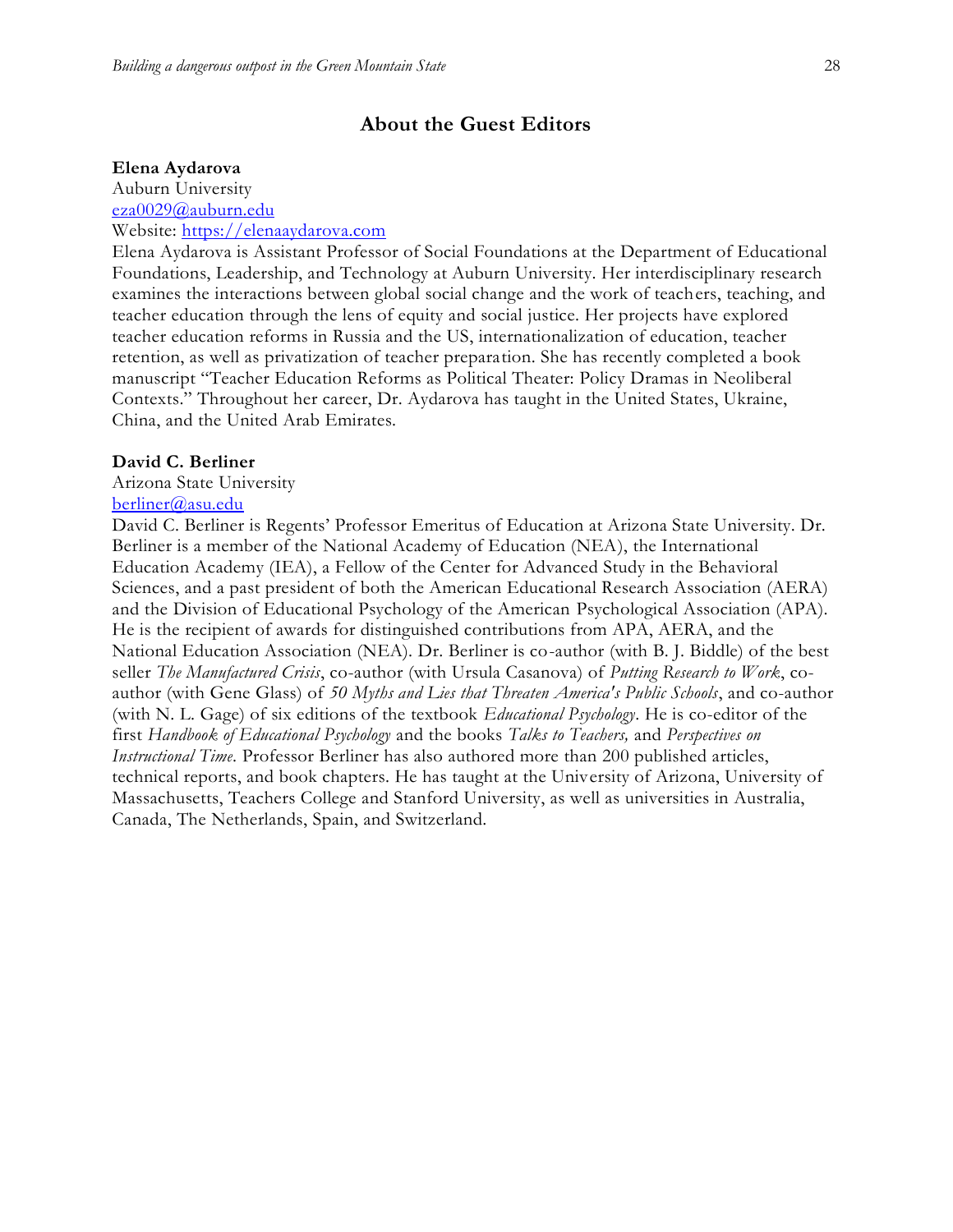## About the Guest Editors

**Elena Aydarova**
Auburn University
eza0029@auburn.edu
Website: https://elenaaydarova.com
Elena Aydarova is Assistant Professor of Social Foundations at the Department of Educational Foundations, Leadership, and Technology at Auburn University. Her interdisciplinary research examines the interactions between global social change and the work of teachers, teaching, and teacher education through the lens of equity and social justice. Her projects have explored teacher education reforms in Russia and the US, internationalization of education, teacher retention, as well as privatization of teacher preparation. She has recently completed a book manuscript "Teacher Education Reforms as Political Theater: Policy Dramas in Neoliberal Contexts." Throughout her career, Dr. Aydarova has taught in the United States, Ukraine, China, and the United Arab Emirates.

**David C. Berliner**
Arizona State University
berliner@asu.edu
David C. Berliner is Regents' Professor Emeritus of Education at Arizona State University. Dr. Berliner is a member of the National Academy of Education (NEA), the International Education Academy (IEA), a Fellow of the Center for Advanced Study in the Behavioral Sciences, and a past president of both the American Educational Research Association (AERA) and the Division of Educational Psychology of the American Psychological Association (APA). He is the recipient of awards for distinguished contributions from APA, AERA, and the National Education Association (NEA). Dr. Berliner is co-author (with B. J. Biddle) of the best seller *The Manufactured Crisis*, co-author (with Ursula Casanova) of *Putting Research to Work*, co-author (with Gene Glass) of *50 Myths and Lies that Threaten America's Public Schools*, and co-author (with N. L. Gage) of six editions of the textbook *Educational Psychology*. He is co-editor of the first *Handbook of Educational Psychology* and the books *Talks to Teachers,* and *Perspectives on Instructional Time*. Professor Berliner has also authored more than 200 published articles, technical reports, and book chapters. He has taught at the University of Arizona, University of Massachusetts, Teachers College and Stanford University, as well as universities in Australia, Canada, The Netherlands, Spain, and Switzerland.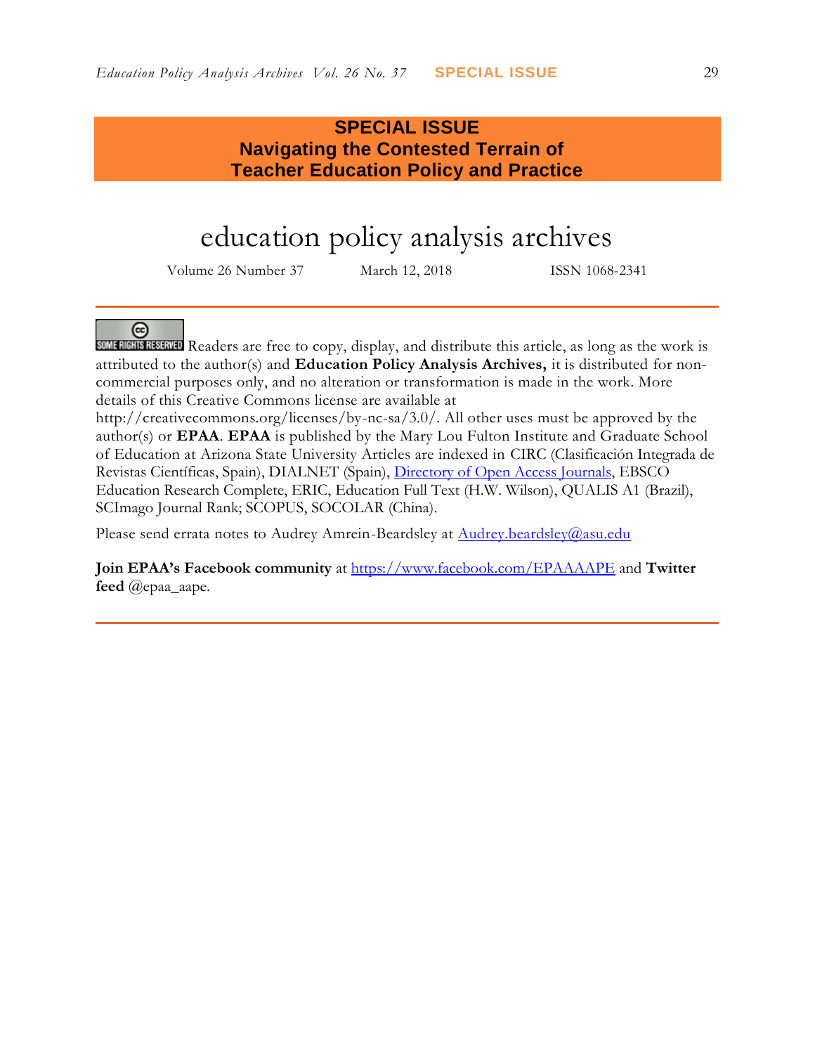# SPECIAL ISSUE
## Navigating the Contested Terrain of Teacher Education Policy and Practice

# education policy analysis archives

Volume 26 Number 37 March 12, 2018 ISSN 1068-2341

---

SOME RIGHTS RESERVED Readers are free to copy, display, and distribute this article, as long as the work is attributed to the author(s) and **Education Policy Analysis Archives,** it is distributed for non-commercial purposes only, and no alteration or transformation is made in the work. More details of this Creative Commons license are available at http://creativecommons.org/licenses/by-nc-sa/3.0/. All other uses must be approved by the author(s) or **EPAA**. **EPAA** is published by the Mary Lou Fulton Institute and Graduate School of Education at Arizona State University Articles are indexed in CIRC (Clasificación Integrada de Revistas Científicas, Spain), DIALNET (Spain), Directory of Open Access Journals, EBSCO Education Research Complete, ERIC, Education Full Text (H.W. Wilson), QUALIS A1 (Brazil), SCImago Journal Rank; SCOPUS, SOCOLAR (China).

Please send errata notes to Audrey Amrein-Beardsley at Audrey.beardsley@asu.edu

**Join EPAA's Facebook community** at https://www.facebook.com/EPAAAAPE and **Twitter feed** @epaa_aape.

---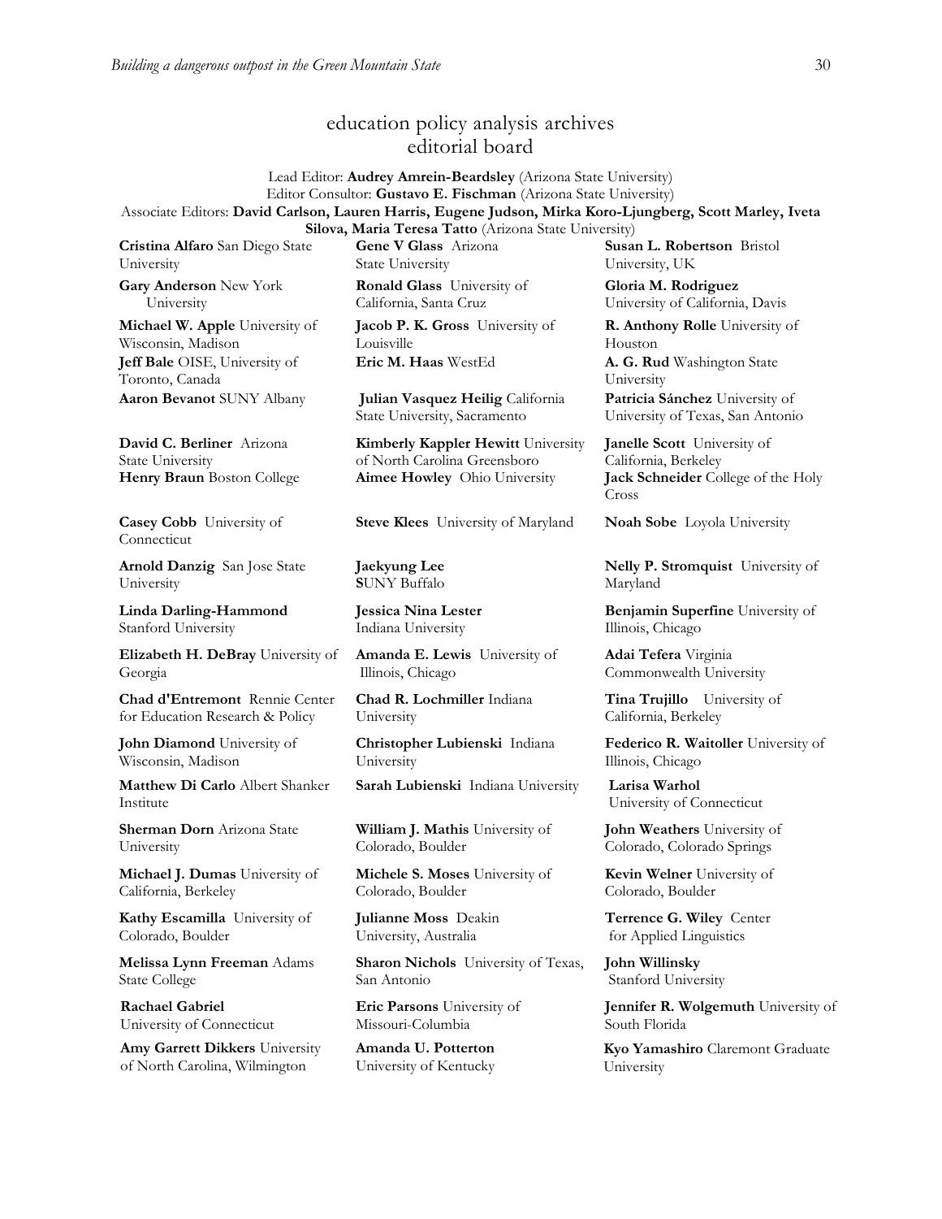# education policy analysis archives
## editorial board

Lead Editor: **Audrey Amrein-Beardsley** (Arizona State University)
Editor Consultor: **Gustavo E. Fischman** (Arizona State University)
Associate Editors: **David Carlson, Lauren Harris, Eugene Judson, Mirka Koro-Ljungberg, Scott Marley, Iveta Silova, Maria Teresa Tatto** (Arizona State University)

**Cristina Alfaro** San Diego State University

**Gary Anderson** New York University

**Michael W. Apple** University of Wisconsin, Madison

**Jeff Bale** OISE, University of Toronto, Canada

**Aaron Bevanot** SUNY Albany

**David C. Berliner** Arizona State University

**Henry Braun** Boston College

**Casey Cobb** University of Connecticut

**Arnold Danzig** San Jose State University

**Linda Darling-Hammond** Stanford University

**Elizabeth H. DeBray** University of Georgia

**Chad d'Entremont** Rennie Center for Education Research & Policy

**John Diamond** University of Wisconsin, Madison

**Matthew Di Carlo** Albert Shanker Institute

**Sherman Dorn** Arizona State University

**Michael J. Dumas** University of California, Berkeley

**Kathy Escamilla** University of Colorado, Boulder

**Melissa Lynn Freeman** Adams State College

**Rachael Gabriel** University of Connecticut

**Amy Garrett Dikkers** University of North Carolina, Wilmington

**Gene V Glass** Arizona State University

**Ronald Glass** University of California, Santa Cruz

**Jacob P. K. Gross** University of Louisville

**Eric M. Haas** WestEd

**Julian Vasquez Heilig** California State University, Sacramento

**Kimberly Kappler Hewitt** University of North Carolina Greensboro

**Aimee Howley** Ohio University

**Steve Klees** University of Maryland

**Jaekyung Lee** SUNY Buffalo

**Jessica Nina Lester** Indiana University

**Amanda E. Lewis** University of Illinois, Chicago

**Chad R. Lochmiller** Indiana University

**Christopher Lubienski** Indiana University

**Sarah Lubienski** Indiana University

**William J. Mathis** University of Colorado, Boulder

**Michele S. Moses** University of Colorado, Boulder

**Julianne Moss** Deakin University, Australia

**Sharon Nichols** University of Texas, San Antonio

**Eric Parsons** University of Missouri-Columbia

**Amanda U. Potterton** University of Kentucky

**Susan L. Robertson** Bristol University, UK

**Gloria M. Rodriguez** University of California, Davis

**R. Anthony Rolle** University of Houston

**A. G. Rud** Washington State University

**Patricia Sánchez** University of University of Texas, San Antonio

**Janelle Scott** University of California, Berkeley

**Jack Schneider** College of the Holy Cross

**Noah Sobe** Loyola University

**Nelly P. Stromquist** University of Maryland

**Benjamin Superfine** University of Illinois, Chicago

**Adai Tefera** Virginia Commonwealth University

**Tina Trujillo** University of California, Berkeley

**Federico R. Waitoller** University of Illinois, Chicago

**Larisa Warhol** University of Connecticut

**John Weathers** University of Colorado, Colorado Springs

**Kevin Welner** University of Colorado, Boulder

**Terrence G. Wiley** Center for Applied Linguistics

**John Willinsky** Stanford University

**Jennifer R. Wolgemuth** University of South Florida

**Kyo Yamashiro** Claremont Graduate University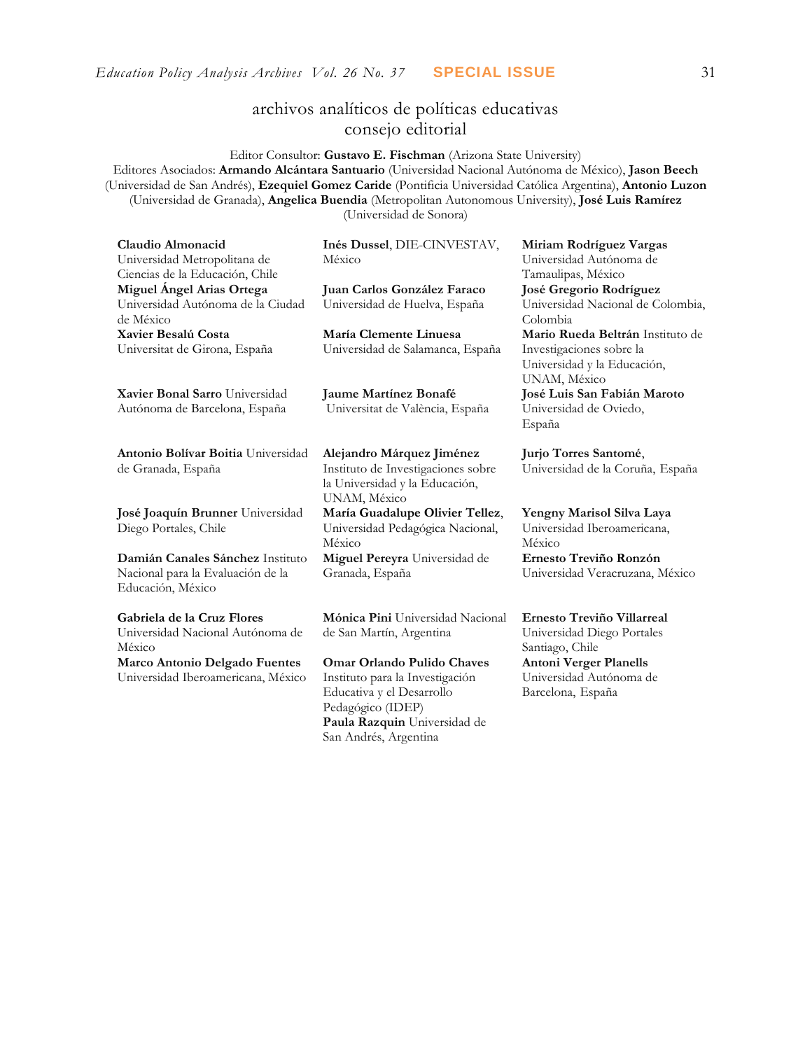# archivos analíticos de políticas educativas
## consejo editorial

Editor Consultor: **Gustavo E. Fischman** (Arizona State University)
Editores Asociados: **Armando Alcántara Santuario** (Universidad Nacional Autónoma de México), **Jason Beech** (Universidad de San Andrés), **Ezequiel Gomez Caride** (Pontificia Universidad Católica Argentina), **Antonio Luzon** (Universidad de Granada), **Angelica Buendia** (Metropolitan Autonomous University), **José Luis Ramírez** (Universidad de Sonora)

**Claudio Almonacid**
Universidad Metropolitana de Ciencias de la Educación, Chile

**Miguel Ángel Arias Ortega**
Universidad Autónoma de la Ciudad de México

**Xavier Besalú Costa**
Universitat de Girona, España

**Xavier Bonal Sarro** Universidad Autónoma de Barcelona, España

**Antonio Bolívar Boitia** Universidad de Granada, España

**José Joaquín Brunner** Universidad Diego Portales, Chile

**Damián Canales Sánchez** Instituto Nacional para la Evaluación de la Educación, México

**Gabriela de la Cruz Flores**
Universidad Nacional Autónoma de México

**Marco Antonio Delgado Fuentes**
Universidad Iberoamericana, México

**Inés Dussel**, DIE-CINVESTAV, México

**Juan Carlos González Faraco**
Universidad de Huelva, España

**María Clemente Linuesa**
Universidad de Salamanca, España

**Jaume Martínez Bonafé**
Universitat de València, España

**Alejandro Márquez Jiménez**
Instituto de Investigaciones sobre la Universidad y la Educación, UNAM, México

**María Guadalupe Olivier Tellez**, Universidad Pedagógica Nacional, México

**Miguel Pereyra** Universidad de Granada, España

**Mónica Pini** Universidad Nacional de San Martín, Argentina

**Omar Orlando Pulido Chaves**
Instituto para la Investigación Educativa y el Desarrollo Pedagógico (IDEP)

**Paula Razquin** Universidad de San Andrés, Argentina

**Miriam Rodríguez Vargas**
Universidad Autónoma de Tamaulipas, México

**José Gregorio Rodríguez**
Universidad Nacional de Colombia, Colombia

**Mario Rueda Beltrán** Instituto de Investigaciones sobre la Universidad y la Educación, UNAM, México

**José Luis San Fabián Maroto**
Universidad de Oviedo, España

**Jurjo Torres Santomé**, Universidad de la Coruña, España

**Yengny Marisol Silva Laya**
Universidad Iberoamericana, México

**Ernesto Treviño Ronzón**
Universidad Veracruzana, México

**Ernesto Treviño Villarreal**
Universidad Diego Portales Santiago, Chile

**Antoni Verger Planells**
Universidad Autónoma de Barcelona, España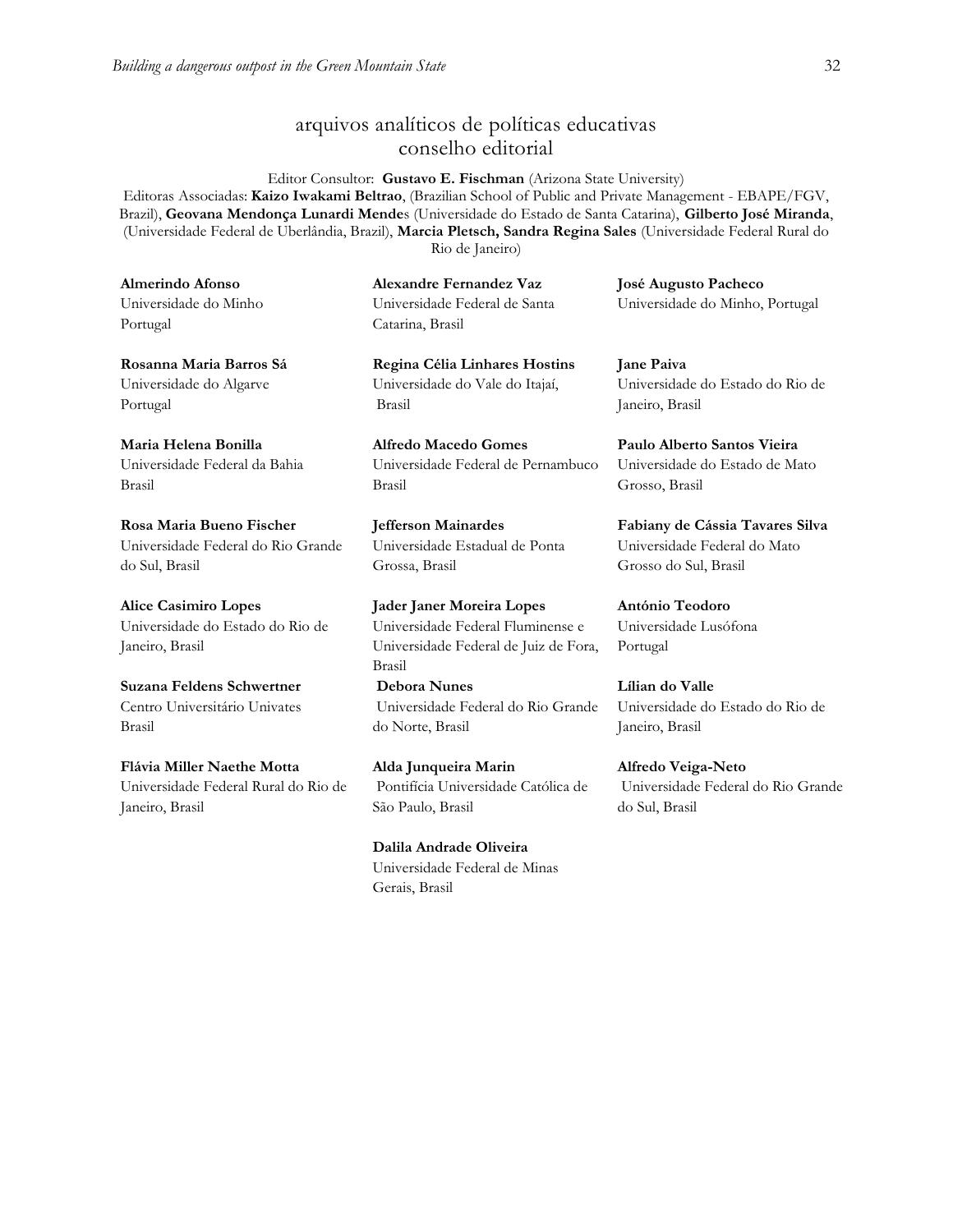# arquivos analíticos de políticas educativas
## conselho editorial

Editor Consultor: **Gustavo E. Fischman** (Arizona State University)
Editoras Associadas: **Kaizo Iwakami Beltrao**, (Brazilian School of Public and Private Management - EBAPE/FGV, Brazil), **Geovana Mendonça Lunardi Mende**s (Universidade do Estado de Santa Catarina), **Gilberto José Miranda**, (Universidade Federal de Uberlândia, Brazil), **Marcia Pletsch, Sandra Regina Sales** (Universidade Federal Rural do Rio de Janeiro)

**Almerindo Afonso**
Universidade do Minho
Portugal

**Rosanna Maria Barros Sá**
Universidade do Algarve
Portugal

**Maria Helena Bonilla**
Universidade Federal da Bahia
Brasil

**Rosa Maria Bueno Fischer**
Universidade Federal do Rio Grande do Sul, Brasil

**Alice Casimiro Lopes**
Universidade do Estado do Rio de Janeiro, Brasil

**Suzana Feldens Schwertner**
Centro Universitário Univates
Brasil

**Flávia Miller Naethe Motta**
Universidade Federal Rural do Rio de Janeiro, Brasil

**Alexandre Fernandez Vaz**
Universidade Federal de Santa Catarina, Brasil

**Regina Célia Linhares Hostins**
Universidade do Vale do Itajaí, Brasil

**Alfredo Macedo Gomes**
Universidade Federal de Pernambuco
Brasil

**Jefferson Mainardes**
Universidade Estadual de Ponta Grossa, Brasil

**Jader Janer Moreira Lopes**
Universidade Federal Fluminense e Universidade Federal de Juiz de Fora, Brasil

**Debora Nunes**
Universidade Federal do Rio Grande do Norte, Brasil

**Alda Junqueira Marin**
Pontifícia Universidade Católica de São Paulo, Brasil

**Dalila Andrade Oliveira**
Universidade Federal de Minas Gerais, Brasil

**José Augusto Pacheco**
Universidade do Minho, Portugal

**Jane Paiva**
Universidade do Estado do Rio de Janeiro, Brasil

**Paulo Alberto Santos Vieira**
Universidade do Estado de Mato Grosso, Brasil

**Fabiany de Cássia Tavares Silva**
Universidade Federal do Mato Grosso do Sul, Brasil

**António Teodoro**
Universidade Lusófona
Portugal

**Lílian do Valle**
Universidade do Estado do Rio de Janeiro, Brasil

**Alfredo Veiga-Neto**
Universidade Federal do Rio Grande do Sul, Brasil